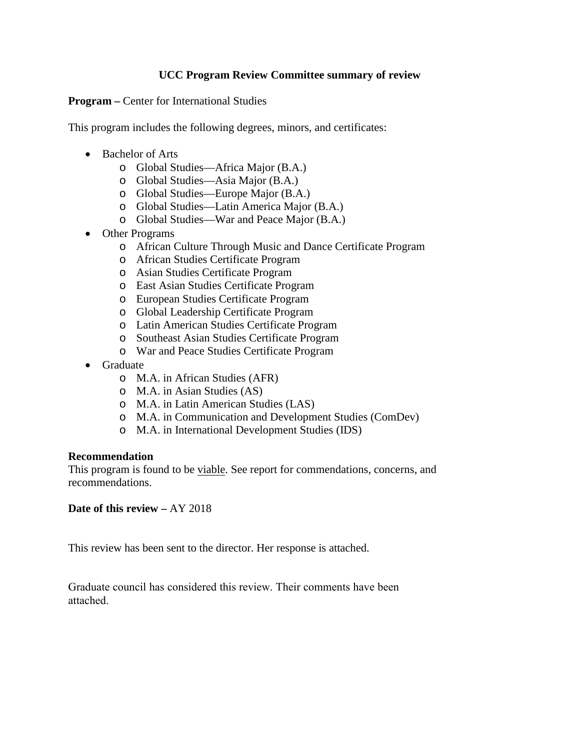# UCC Program Review Committee summary of review

**Program –** Center for International Studies

This program includes the following degrees, minors, and certificates:

- Bachelor of Arts
  - Global Studies—Africa Major (B.A.)
  - Global Studies—Asia Major (B.A.)
  - Global Studies—Europe Major (B.A.)
  - Global Studies—Latin America Major (B.A.)
  - Global Studies—War and Peace Major (B.A.)
- Other Programs
  - African Culture Through Music and Dance Certificate Program
  - African Studies Certificate Program
  - Asian Studies Certificate Program
  - East Asian Studies Certificate Program
  - European Studies Certificate Program
  - Global Leadership Certificate Program
  - Latin American Studies Certificate Program
  - Southeast Asian Studies Certificate Program
  - War and Peace Studies Certificate Program
- Graduate
  - M.A. in African Studies (AFR)
  - M.A. in Asian Studies (AS)
  - M.A. in Latin American Studies (LAS)
  - M.A. in Communication and Development Studies (ComDev)
  - M.A. in International Development Studies (IDS)

**Recommendation**
This program is found to be viable. See report for commendations, concerns, and recommendations.

**Date of this review –** AY 2018

This review has been sent to the director. Her response is attached.

Graduate council has considered this review. Their comments have been attached.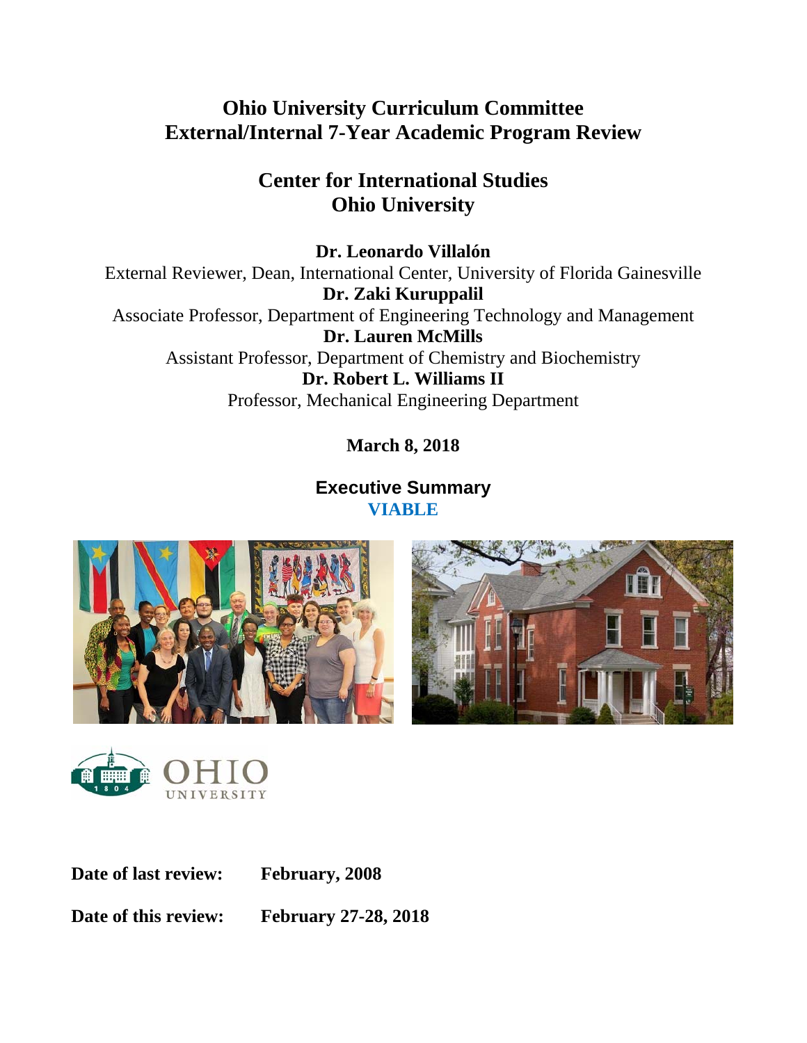# Ohio University Curriculum Committee
# External/Internal 7-Year Academic Program Review

## Center for International Studies
## Ohio University

**Dr. Leonardo Villalón**
External Reviewer, Dean, International Center, University of Florida Gainesville
**Dr. Zaki Kuruppalil**
Associate Professor, Department of Engineering Technology and Management
**Dr. Lauren McMills**
Assistant Professor, Department of Chemistry and Biochemistry
**Dr. Robert L. Williams II**
Professor, Mechanical Engineering Department

**March 8, 2018**

### Executive Summary
**VIABLE**

**Date of last review:** **February, 2008**

**Date of this review:** **February 27-28, 2018**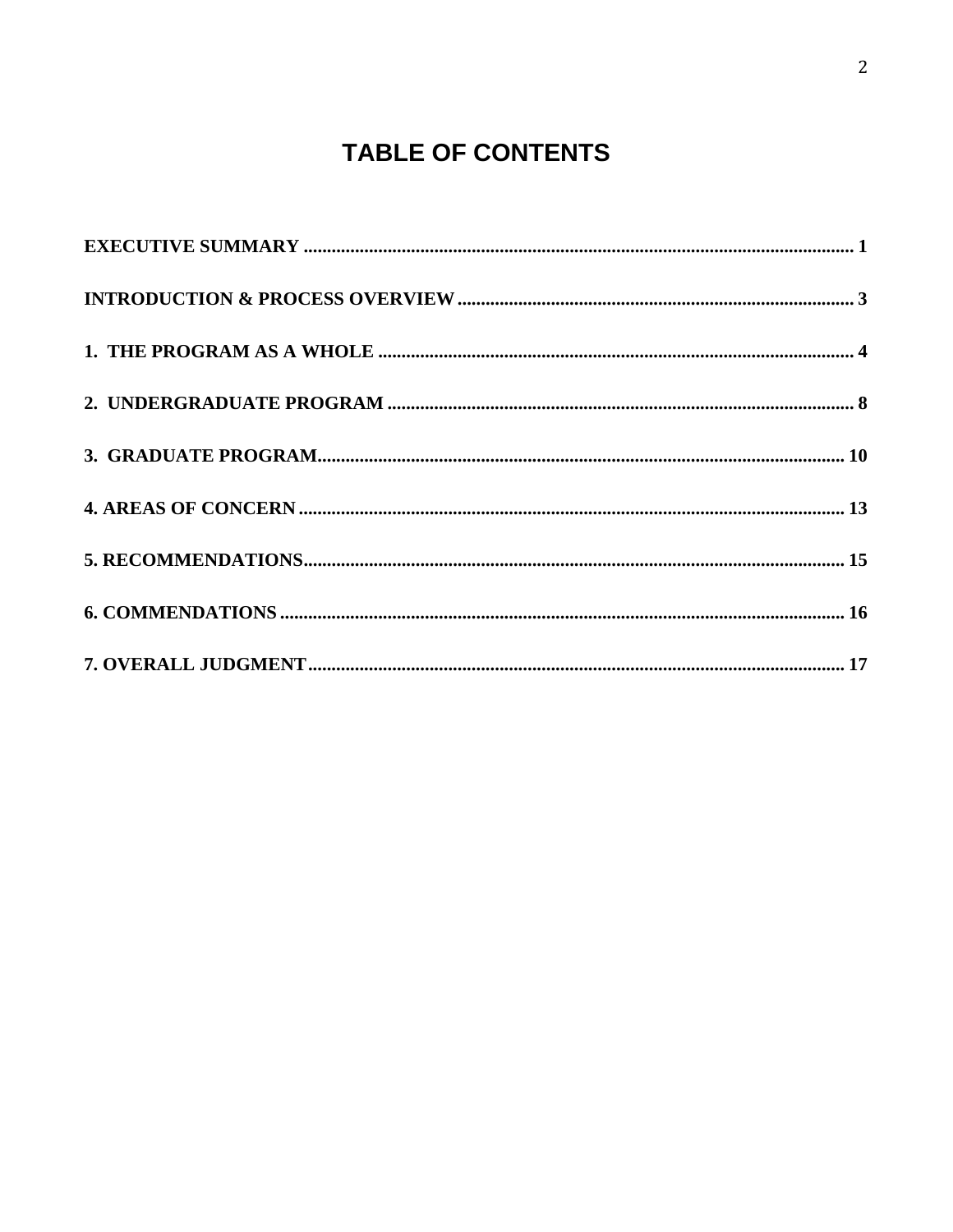# TABLE OF CONTENTS

**EXECUTIVE SUMMARY** ........................................................................................................ **1**

**INTRODUCTION & PROCESS OVERVIEW** ........................................................................ **3**

**1. THE PROGRAM AS A WHOLE** ......................................................................................... **4**

**2. UNDERGRADUATE PROGRAM** ........................................................................................ **8**

**3. GRADUATE PROGRAM** ...................................................................................................... **10**

**4. AREAS OF CONCERN** ......................................................................................................... **13**

**5. RECOMMENDATIONS** ......................................................................................................... **15**

**6. COMMENDATIONS** ............................................................................................................... **16**

**7. OVERALL JUDGMENT** ......................................................................................................... **17**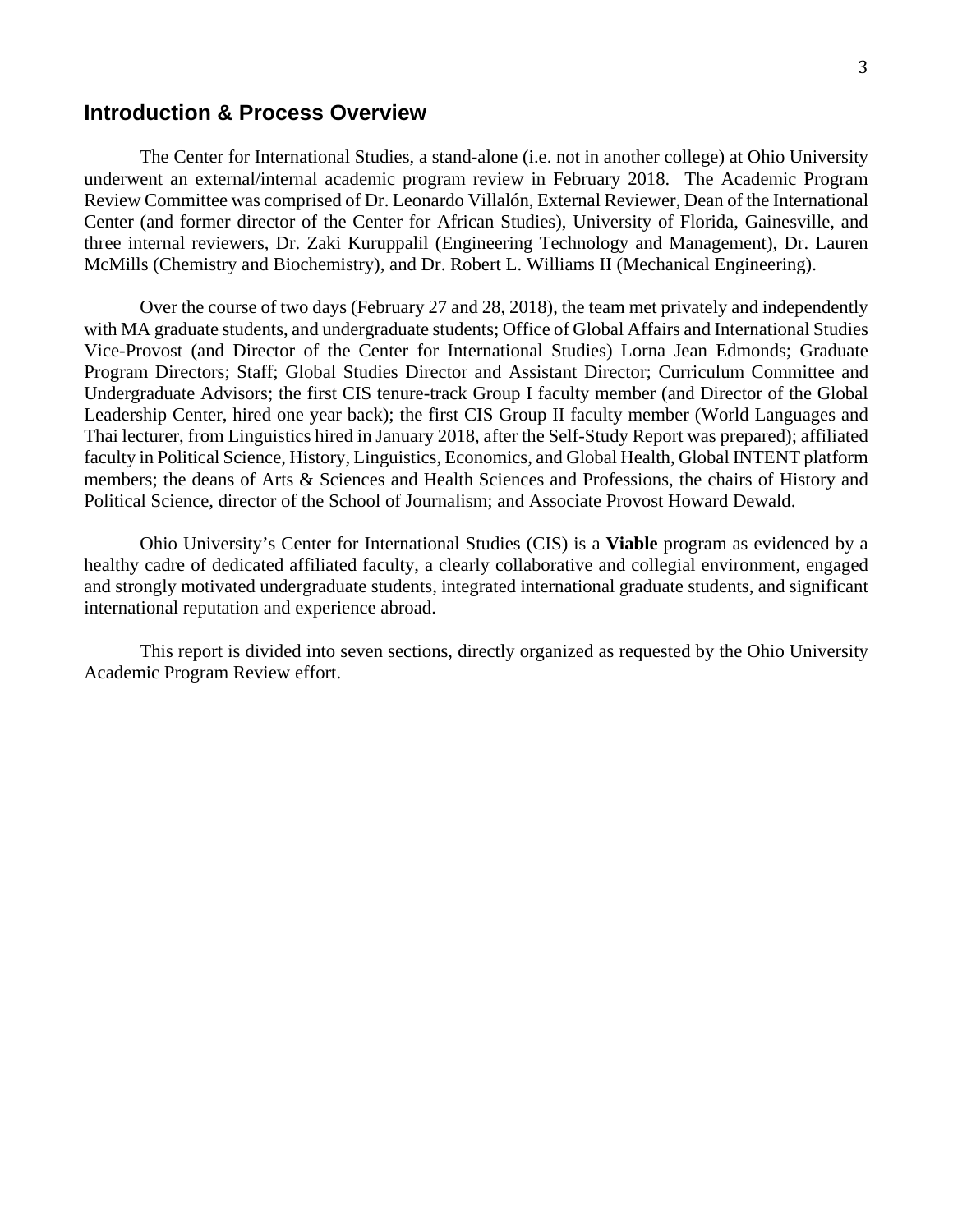## Introduction & Process Overview

The Center for International Studies, a stand-alone (i.e. not in another college) at Ohio University underwent an external/internal academic program review in February 2018. The Academic Program Review Committee was comprised of Dr. Leonardo Villalón, External Reviewer, Dean of the International Center (and former director of the Center for African Studies), University of Florida, Gainesville, and three internal reviewers, Dr. Zaki Kuruppalil (Engineering Technology and Management), Dr. Lauren McMills (Chemistry and Biochemistry), and Dr. Robert L. Williams II (Mechanical Engineering).

Over the course of two days (February 27 and 28, 2018), the team met privately and independently with MA graduate students, and undergraduate students; Office of Global Affairs and International Studies Vice-Provost (and Director of the Center for International Studies) Lorna Jean Edmonds; Graduate Program Directors; Staff; Global Studies Director and Assistant Director; Curriculum Committee and Undergraduate Advisors; the first CIS tenure-track Group I faculty member (and Director of the Global Leadership Center, hired one year back); the first CIS Group II faculty member (World Languages and Thai lecturer, from Linguistics hired in January 2018, after the Self-Study Report was prepared); affiliated faculty in Political Science, History, Linguistics, Economics, and Global Health, Global INTENT platform members; the deans of Arts & Sciences and Health Sciences and Professions, the chairs of History and Political Science, director of the School of Journalism; and Associate Provost Howard Dewald.

Ohio University's Center for International Studies (CIS) is a **Viable** program as evidenced by a healthy cadre of dedicated affiliated faculty, a clearly collaborative and collegial environment, engaged and strongly motivated undergraduate students, integrated international graduate students, and significant international reputation and experience abroad.

This report is divided into seven sections, directly organized as requested by the Ohio University Academic Program Review effort.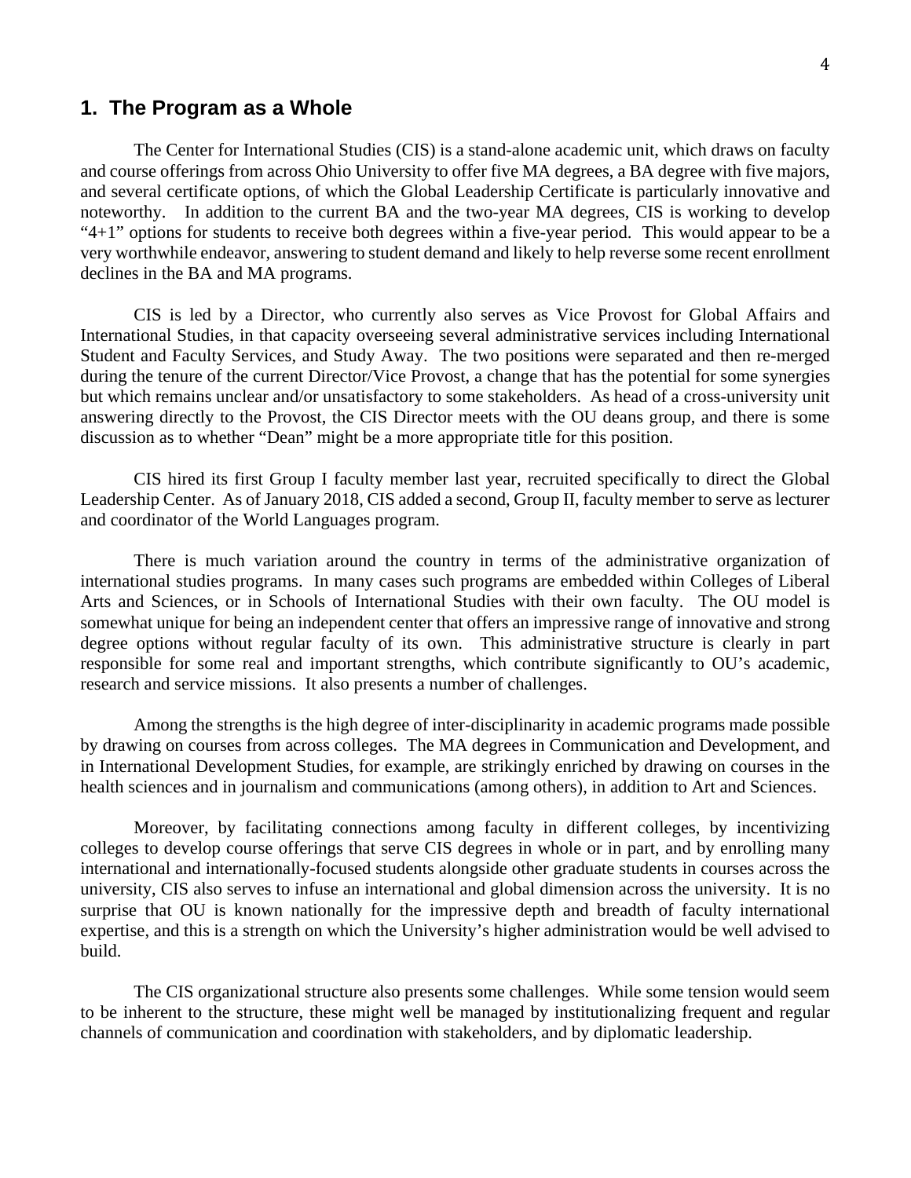## 1. The Program as a Whole

The Center for International Studies (CIS) is a stand-alone academic unit, which draws on faculty and course offerings from across Ohio University to offer five MA degrees, a BA degree with five majors, and several certificate options, of which the Global Leadership Certificate is particularly innovative and noteworthy. In addition to the current BA and the two-year MA degrees, CIS is working to develop "4+1" options for students to receive both degrees within a five-year period. This would appear to be a very worthwhile endeavor, answering to student demand and likely to help reverse some recent enrollment declines in the BA and MA programs.

CIS is led by a Director, who currently also serves as Vice Provost for Global Affairs and International Studies, in that capacity overseeing several administrative services including International Student and Faculty Services, and Study Away. The two positions were separated and then re-merged during the tenure of the current Director/Vice Provost, a change that has the potential for some synergies but which remains unclear and/or unsatisfactory to some stakeholders. As head of a cross-university unit answering directly to the Provost, the CIS Director meets with the OU deans group, and there is some discussion as to whether "Dean" might be a more appropriate title for this position.

CIS hired its first Group I faculty member last year, recruited specifically to direct the Global Leadership Center. As of January 2018, CIS added a second, Group II, faculty member to serve as lecturer and coordinator of the World Languages program.

There is much variation around the country in terms of the administrative organization of international studies programs. In many cases such programs are embedded within Colleges of Liberal Arts and Sciences, or in Schools of International Studies with their own faculty. The OU model is somewhat unique for being an independent center that offers an impressive range of innovative and strong degree options without regular faculty of its own. This administrative structure is clearly in part responsible for some real and important strengths, which contribute significantly to OU's academic, research and service missions. It also presents a number of challenges.

Among the strengths is the high degree of inter-disciplinarity in academic programs made possible by drawing on courses from across colleges. The MA degrees in Communication and Development, and in International Development Studies, for example, are strikingly enriched by drawing on courses in the health sciences and in journalism and communications (among others), in addition to Art and Sciences.

Moreover, by facilitating connections among faculty in different colleges, by incentivizing colleges to develop course offerings that serve CIS degrees in whole or in part, and by enrolling many international and internationally-focused students alongside other graduate students in courses across the university, CIS also serves to infuse an international and global dimension across the university. It is no surprise that OU is known nationally for the impressive depth and breadth of faculty international expertise, and this is a strength on which the University's higher administration would be well advised to build.

The CIS organizational structure also presents some challenges. While some tension would seem to be inherent to the structure, these might well be managed by institutionalizing frequent and regular channels of communication and coordination with stakeholders, and by diplomatic leadership.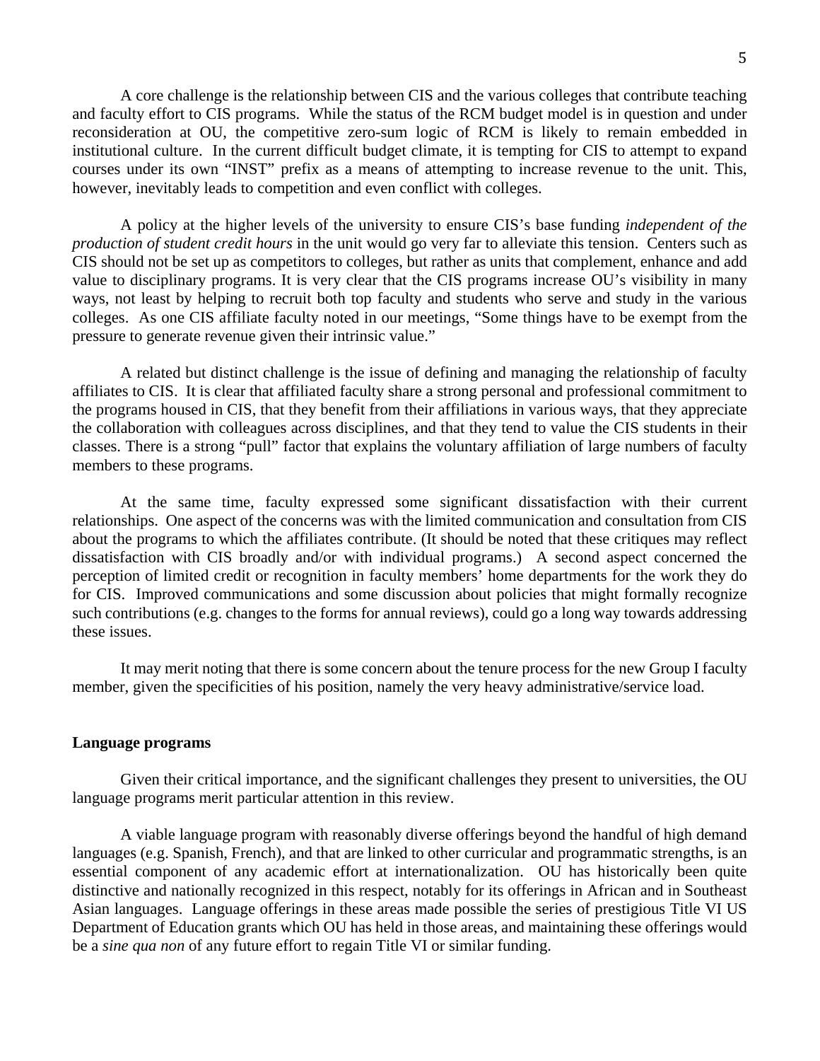A core challenge is the relationship between CIS and the various colleges that contribute teaching and faculty effort to CIS programs. While the status of the RCM budget model is in question and under reconsideration at OU, the competitive zero-sum logic of RCM is likely to remain embedded in institutional culture. In the current difficult budget climate, it is tempting for CIS to attempt to expand courses under its own "INST" prefix as a means of attempting to increase revenue to the unit. This, however, inevitably leads to competition and even conflict with colleges.

A policy at the higher levels of the university to ensure CIS's base funding *independent of the production of student credit hours* in the unit would go very far to alleviate this tension. Centers such as CIS should not be set up as competitors to colleges, but rather as units that complement, enhance and add value to disciplinary programs. It is very clear that the CIS programs increase OU's visibility in many ways, not least by helping to recruit both top faculty and students who serve and study in the various colleges. As one CIS affiliate faculty noted in our meetings, "Some things have to be exempt from the pressure to generate revenue given their intrinsic value."

A related but distinct challenge is the issue of defining and managing the relationship of faculty affiliates to CIS. It is clear that affiliated faculty share a strong personal and professional commitment to the programs housed in CIS, that they benefit from their affiliations in various ways, that they appreciate the collaboration with colleagues across disciplines, and that they tend to value the CIS students in their classes. There is a strong "pull" factor that explains the voluntary affiliation of large numbers of faculty members to these programs.

At the same time, faculty expressed some significant dissatisfaction with their current relationships. One aspect of the concerns was with the limited communication and consultation from CIS about the programs to which the affiliates contribute. (It should be noted that these critiques may reflect dissatisfaction with CIS broadly and/or with individual programs.) A second aspect concerned the perception of limited credit or recognition in faculty members' home departments for the work they do for CIS. Improved communications and some discussion about policies that might formally recognize such contributions (e.g. changes to the forms for annual reviews), could go a long way towards addressing these issues.

It may merit noting that there is some concern about the tenure process for the new Group I faculty member, given the specificities of his position, namely the very heavy administrative/service load.

**Language programs**

Given their critical importance, and the significant challenges they present to universities, the OU language programs merit particular attention in this review.

A viable language program with reasonably diverse offerings beyond the handful of high demand languages (e.g. Spanish, French), and that are linked to other curricular and programmatic strengths, is an essential component of any academic effort at internationalization. OU has historically been quite distinctive and nationally recognized in this respect, notably for its offerings in African and in Southeast Asian languages. Language offerings in these areas made possible the series of prestigious Title VI US Department of Education grants which OU has held in those areas, and maintaining these offerings would be a *sine qua non* of any future effort to regain Title VI or similar funding.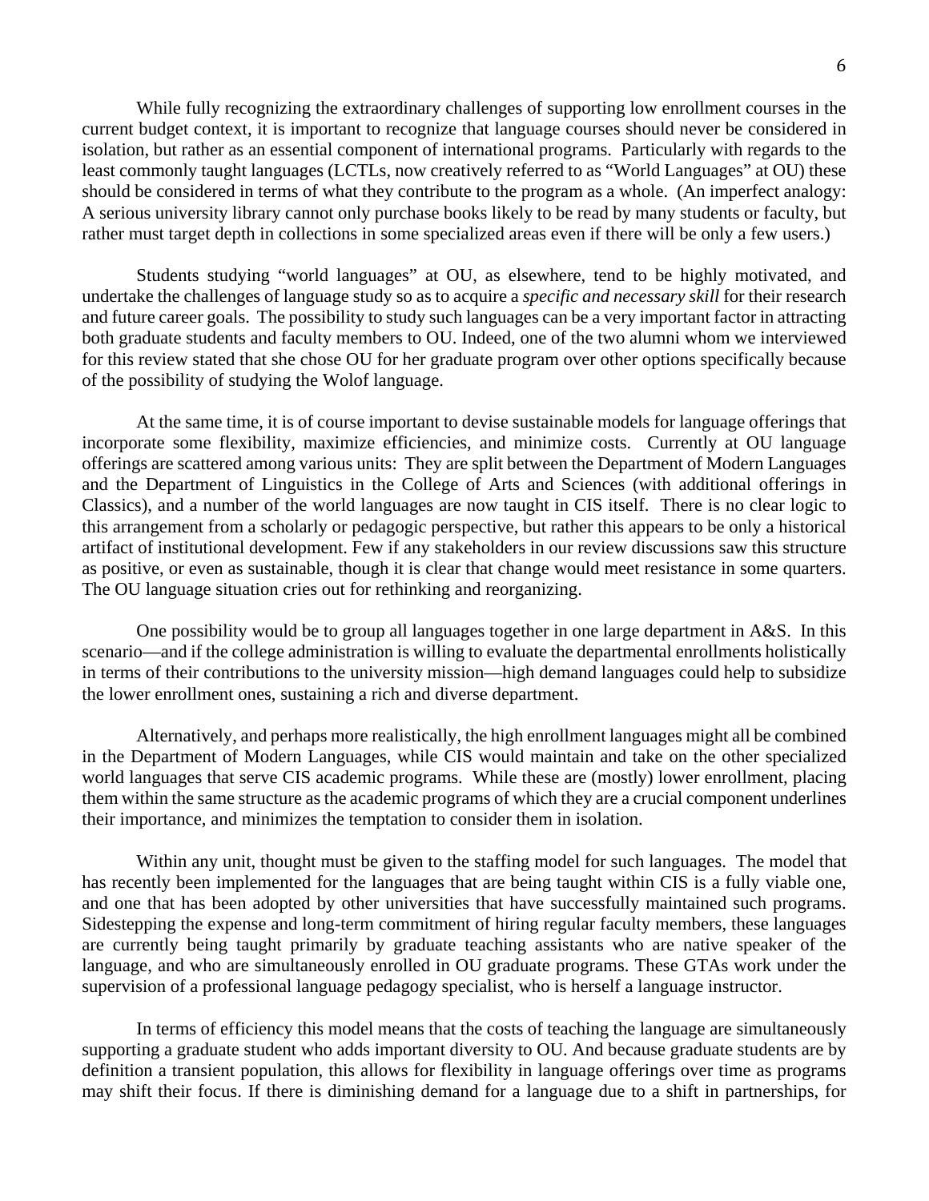While fully recognizing the extraordinary challenges of supporting low enrollment courses in the current budget context, it is important to recognize that language courses should never be considered in isolation, but rather as an essential component of international programs. Particularly with regards to the least commonly taught languages (LCTLs, now creatively referred to as "World Languages" at OU) these should be considered in terms of what they contribute to the program as a whole. (An imperfect analogy: A serious university library cannot only purchase books likely to be read by many students or faculty, but rather must target depth in collections in some specialized areas even if there will be only a few users.)

Students studying "world languages" at OU, as elsewhere, tend to be highly motivated, and undertake the challenges of language study so as to acquire a *specific and necessary skill* for their research and future career goals. The possibility to study such languages can be a very important factor in attracting both graduate students and faculty members to OU. Indeed, one of the two alumni whom we interviewed for this review stated that she chose OU for her graduate program over other options specifically because of the possibility of studying the Wolof language.

At the same time, it is of course important to devise sustainable models for language offerings that incorporate some flexibility, maximize efficiencies, and minimize costs. Currently at OU language offerings are scattered among various units: They are split between the Department of Modern Languages and the Department of Linguistics in the College of Arts and Sciences (with additional offerings in Classics), and a number of the world languages are now taught in CIS itself. There is no clear logic to this arrangement from a scholarly or pedagogic perspective, but rather this appears to be only a historical artifact of institutional development. Few if any stakeholders in our review discussions saw this structure as positive, or even as sustainable, though it is clear that change would meet resistance in some quarters. The OU language situation cries out for rethinking and reorganizing.

One possibility would be to group all languages together in one large department in A&S. In this scenario—and if the college administration is willing to evaluate the departmental enrollments holistically in terms of their contributions to the university mission—high demand languages could help to subsidize the lower enrollment ones, sustaining a rich and diverse department.

Alternatively, and perhaps more realistically, the high enrollment languages might all be combined in the Department of Modern Languages, while CIS would maintain and take on the other specialized world languages that serve CIS academic programs. While these are (mostly) lower enrollment, placing them within the same structure as the academic programs of which they are a crucial component underlines their importance, and minimizes the temptation to consider them in isolation.

Within any unit, thought must be given to the staffing model for such languages. The model that has recently been implemented for the languages that are being taught within CIS is a fully viable one, and one that has been adopted by other universities that have successfully maintained such programs. Sidestepping the expense and long-term commitment of hiring regular faculty members, these languages are currently being taught primarily by graduate teaching assistants who are native speaker of the language, and who are simultaneously enrolled in OU graduate programs. These GTAs work under the supervision of a professional language pedagogy specialist, who is herself a language instructor.

In terms of efficiency this model means that the costs of teaching the language are simultaneously supporting a graduate student who adds important diversity to OU. And because graduate students are by definition a transient population, this allows for flexibility in language offerings over time as programs may shift their focus. If there is diminishing demand for a language due to a shift in partnerships, for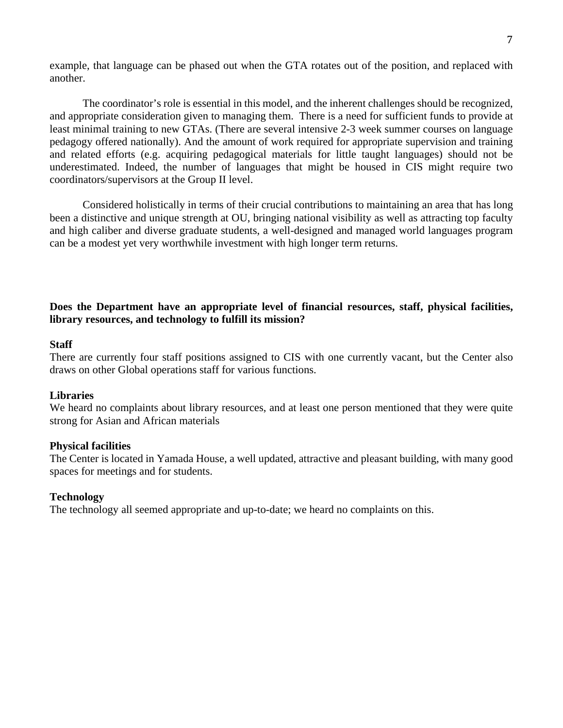example, that language can be phased out when the GTA rotates out of the position, and replaced with another.

The coordinator's role is essential in this model, and the inherent challenges should be recognized, and appropriate consideration given to managing them. There is a need for sufficient funds to provide at least minimal training to new GTAs. (There are several intensive 2-3 week summer courses on language pedagogy offered nationally). And the amount of work required for appropriate supervision and training and related efforts (e.g. acquiring pedagogical materials for little taught languages) should not be underestimated. Indeed, the number of languages that might be housed in CIS might require two coordinators/supervisors at the Group II level.

Considered holistically in terms of their crucial contributions to maintaining an area that has long been a distinctive and unique strength at OU, bringing national visibility as well as attracting top faculty and high caliber and diverse graduate students, a well-designed and managed world languages program can be a modest yet very worthwhile investment with high longer term returns.

**Does the Department have an appropriate level of financial resources, staff, physical facilities, library resources, and technology to fulfill its mission?**

**Staff**

There are currently four staff positions assigned to CIS with one currently vacant, but the Center also draws on other Global operations staff for various functions.

**Libraries**

We heard no complaints about library resources, and at least one person mentioned that they were quite strong for Asian and African materials

**Physical facilities**

The Center is located in Yamada House, a well updated, attractive and pleasant building, with many good spaces for meetings and for students.

**Technology**

The technology all seemed appropriate and up-to-date; we heard no complaints on this.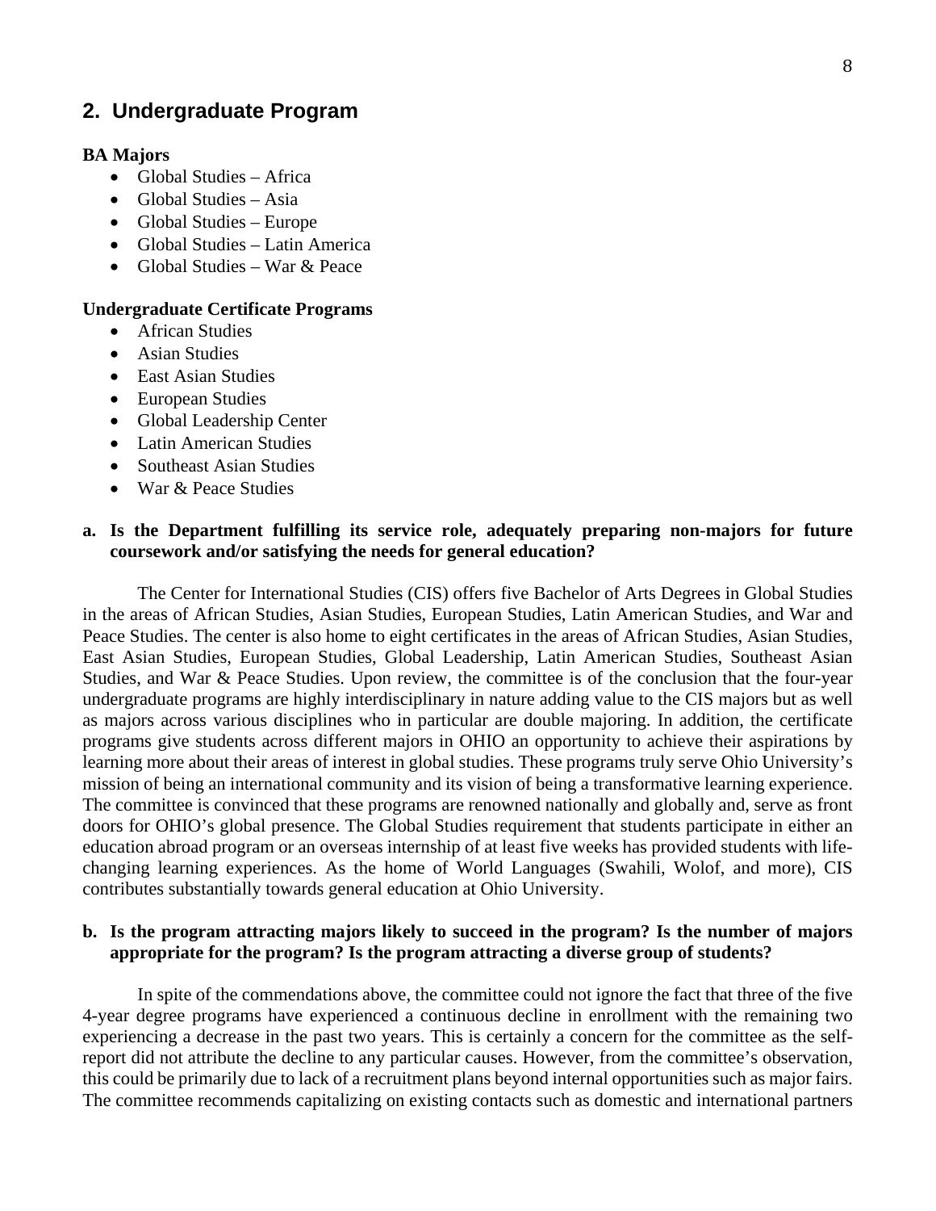## 2. Undergraduate Program

**BA Majors**

- Global Studies – Africa
- Global Studies – Asia
- Global Studies – Europe
- Global Studies – Latin America
- Global Studies – War & Peace

**Undergraduate Certificate Programs**

- African Studies
- Asian Studies
- East Asian Studies
- European Studies
- Global Leadership Center
- Latin American Studies
- Southeast Asian Studies
- War & Peace Studies

**a. Is the Department fulfilling its service role, adequately preparing non-majors for future coursework and/or satisfying the needs for general education?**

The Center for International Studies (CIS) offers five Bachelor of Arts Degrees in Global Studies in the areas of African Studies, Asian Studies, European Studies, Latin American Studies, and War and Peace Studies. The center is also home to eight certificates in the areas of African Studies, Asian Studies, East Asian Studies, European Studies, Global Leadership, Latin American Studies, Southeast Asian Studies, and War & Peace Studies. Upon review, the committee is of the conclusion that the four-year undergraduate programs are highly interdisciplinary in nature adding value to the CIS majors but as well as majors across various disciplines who in particular are double majoring. In addition, the certificate programs give students across different majors in OHIO an opportunity to achieve their aspirations by learning more about their areas of interest in global studies. These programs truly serve Ohio University's mission of being an international community and its vision of being a transformative learning experience. The committee is convinced that these programs are renowned nationally and globally and, serve as front doors for OHIO's global presence. The Global Studies requirement that students participate in either an education abroad program or an overseas internship of at least five weeks has provided students with life-changing learning experiences. As the home of World Languages (Swahili, Wolof, and more), CIS contributes substantially towards general education at Ohio University.

**b. Is the program attracting majors likely to succeed in the program? Is the number of majors appropriate for the program? Is the program attracting a diverse group of students?**

In spite of the commendations above, the committee could not ignore the fact that three of the five 4-year degree programs have experienced a continuous decline in enrollment with the remaining two experiencing a decrease in the past two years. This is certainly a concern for the committee as the self-report did not attribute the decline to any particular causes. However, from the committee's observation, this could be primarily due to lack of a recruitment plans beyond internal opportunities such as major fairs. The committee recommends capitalizing on existing contacts such as domestic and international partners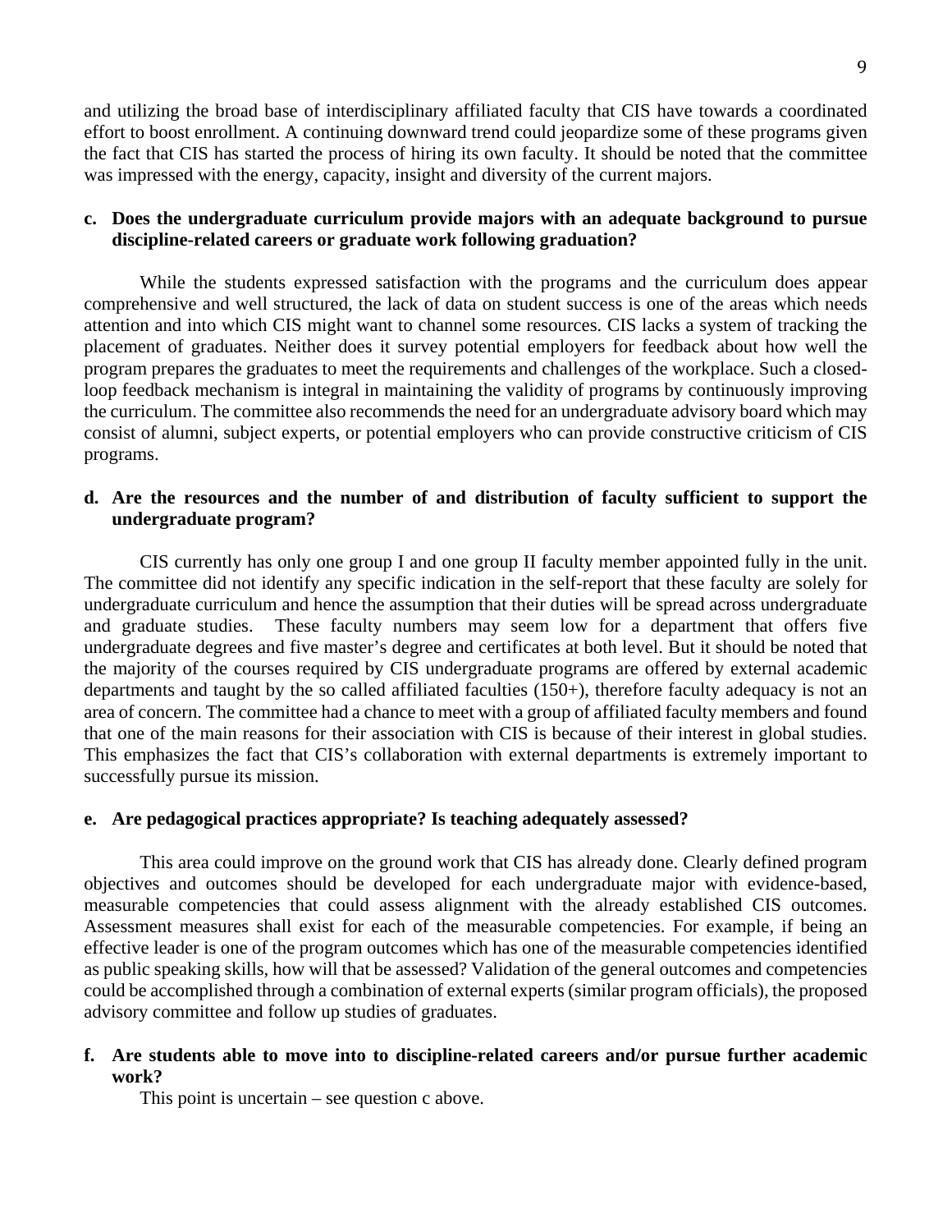and utilizing the broad base of interdisciplinary affiliated faculty that CIS have towards a coordinated effort to boost enrollment. A continuing downward trend could jeopardize some of these programs given the fact that CIS has started the process of hiring its own faculty. It should be noted that the committee was impressed with the energy, capacity, insight and diversity of the current majors.

**c. Does the undergraduate curriculum provide majors with an adequate background to pursue discipline-related careers or graduate work following graduation?**

While the students expressed satisfaction with the programs and the curriculum does appear comprehensive and well structured, the lack of data on student success is one of the areas which needs attention and into which CIS might want to channel some resources. CIS lacks a system of tracking the placement of graduates. Neither does it survey potential employers for feedback about how well the program prepares the graduates to meet the requirements and challenges of the workplace. Such a closed-loop feedback mechanism is integral in maintaining the validity of programs by continuously improving the curriculum. The committee also recommends the need for an undergraduate advisory board which may consist of alumni, subject experts, or potential employers who can provide constructive criticism of CIS programs.

**d. Are the resources and the number of and distribution of faculty sufficient to support the undergraduate program?**

CIS currently has only one group I and one group II faculty member appointed fully in the unit. The committee did not identify any specific indication in the self-report that these faculty are solely for undergraduate curriculum and hence the assumption that their duties will be spread across undergraduate and graduate studies. These faculty numbers may seem low for a department that offers five undergraduate degrees and five master's degree and certificates at both level. But it should be noted that the majority of the courses required by CIS undergraduate programs are offered by external academic departments and taught by the so called affiliated faculties (150+), therefore faculty adequacy is not an area of concern. The committee had a chance to meet with a group of affiliated faculty members and found that one of the main reasons for their association with CIS is because of their interest in global studies. This emphasizes the fact that CIS's collaboration with external departments is extremely important to successfully pursue its mission.

**e. Are pedagogical practices appropriate? Is teaching adequately assessed?**

This area could improve on the ground work that CIS has already done. Clearly defined program objectives and outcomes should be developed for each undergraduate major with evidence-based, measurable competencies that could assess alignment with the already established CIS outcomes. Assessment measures shall exist for each of the measurable competencies. For example, if being an effective leader is one of the program outcomes which has one of the measurable competencies identified as public speaking skills, how will that be assessed? Validation of the general outcomes and competencies could be accomplished through a combination of external experts (similar program officials), the proposed advisory committee and follow up studies of graduates.

**f. Are students able to move into to discipline-related careers and/or pursue further academic work?**

This point is uncertain – see question c above.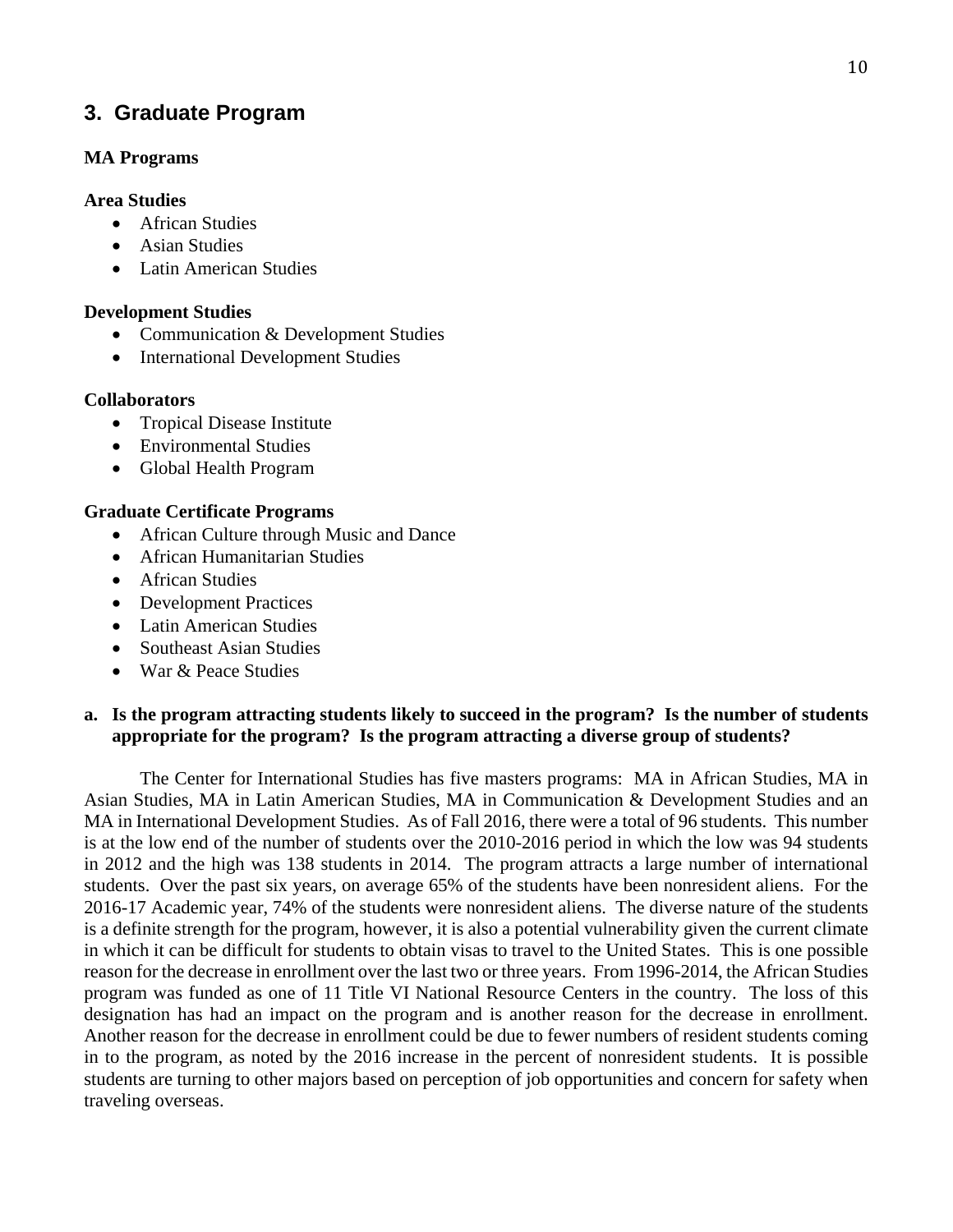## 3. Graduate Program

**MA Programs**

**Area Studies**

- African Studies
- Asian Studies
- Latin American Studies

**Development Studies**

- Communication & Development Studies
- International Development Studies

**Collaborators**

- Tropical Disease Institute
- Environmental Studies
- Global Health Program

**Graduate Certificate Programs**

- African Culture through Music and Dance
- African Humanitarian Studies
- African Studies
- Development Practices
- Latin American Studies
- Southeast Asian Studies
- War & Peace Studies

**a. Is the program attracting students likely to succeed in the program? Is the number of students appropriate for the program? Is the program attracting a diverse group of students?**

The Center for International Studies has five masters programs: MA in African Studies, MA in Asian Studies, MA in Latin American Studies, MA in Communication & Development Studies and an MA in International Development Studies. As of Fall 2016, there were a total of 96 students. This number is at the low end of the number of students over the 2010-2016 period in which the low was 94 students in 2012 and the high was 138 students in 2014. The program attracts a large number of international students. Over the past six years, on average 65% of the students have been nonresident aliens. For the 2016-17 Academic year, 74% of the students were nonresident aliens. The diverse nature of the students is a definite strength for the program, however, it is also a potential vulnerability given the current climate in which it can be difficult for students to obtain visas to travel to the United States. This is one possible reason for the decrease in enrollment over the last two or three years. From 1996-2014, the African Studies program was funded as one of 11 Title VI National Resource Centers in the country. The loss of this designation has had an impact on the program and is another reason for the decrease in enrollment. Another reason for the decrease in enrollment could be due to fewer numbers of resident students coming in to the program, as noted by the 2016 increase in the percent of nonresident students. It is possible students are turning to other majors based on perception of job opportunities and concern for safety when traveling overseas.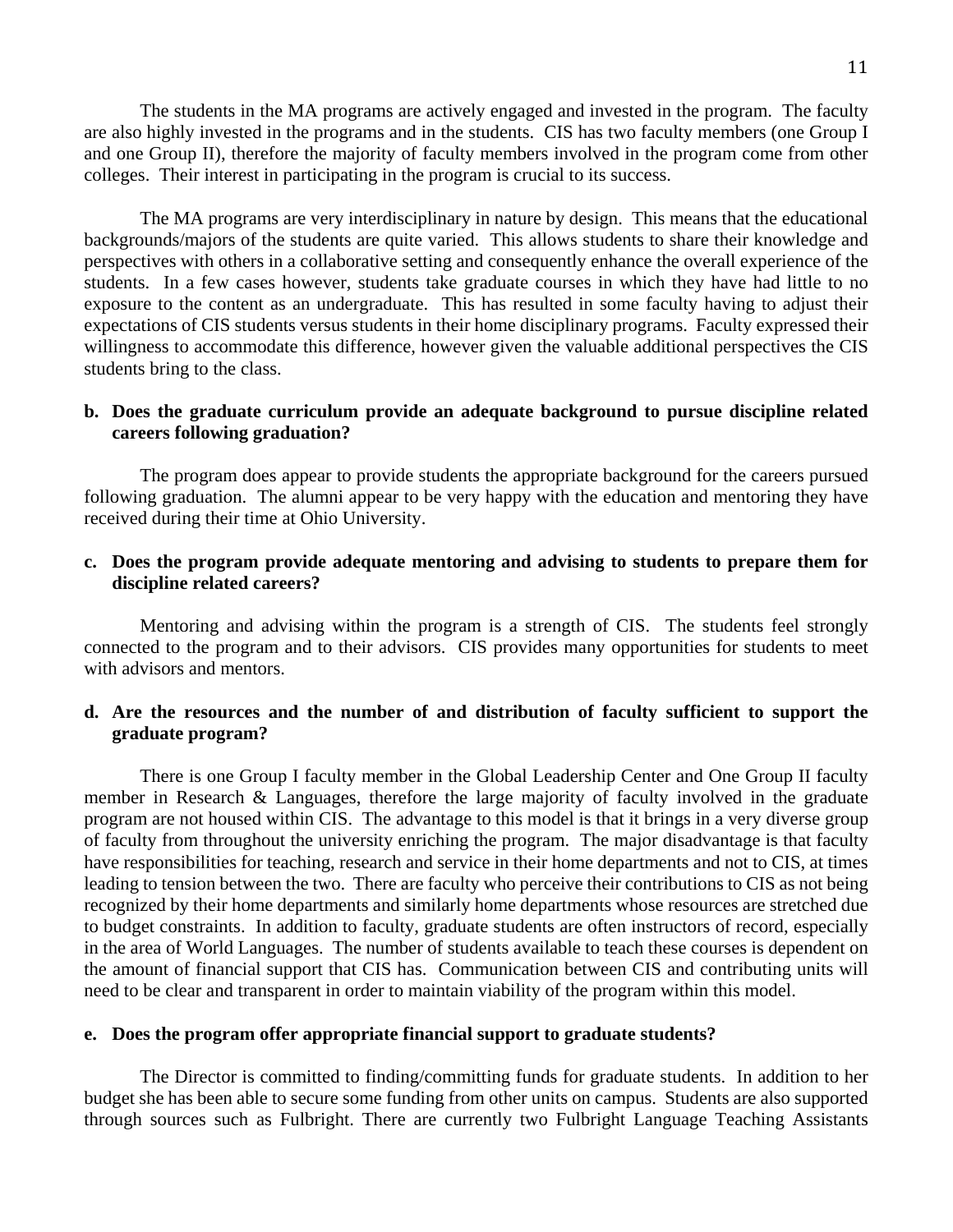The students in the MA programs are actively engaged and invested in the program. The faculty are also highly invested in the programs and in the students. CIS has two faculty members (one Group I and one Group II), therefore the majority of faculty members involved in the program come from other colleges. Their interest in participating in the program is crucial to its success.

The MA programs are very interdisciplinary in nature by design. This means that the educational backgrounds/majors of the students are quite varied. This allows students to share their knowledge and perspectives with others in a collaborative setting and consequently enhance the overall experience of the students. In a few cases however, students take graduate courses in which they have had little to no exposure to the content as an undergraduate. This has resulted in some faculty having to adjust their expectations of CIS students versus students in their home disciplinary programs. Faculty expressed their willingness to accommodate this difference, however given the valuable additional perspectives the CIS students bring to the class.

**b. Does the graduate curriculum provide an adequate background to pursue discipline related careers following graduation?**

The program does appear to provide students the appropriate background for the careers pursued following graduation. The alumni appear to be very happy with the education and mentoring they have received during their time at Ohio University.

**c. Does the program provide adequate mentoring and advising to students to prepare them for discipline related careers?**

Mentoring and advising within the program is a strength of CIS. The students feel strongly connected to the program and to their advisors. CIS provides many opportunities for students to meet with advisors and mentors.

**d. Are the resources and the number of and distribution of faculty sufficient to support the graduate program?**

There is one Group I faculty member in the Global Leadership Center and One Group II faculty member in Research & Languages, therefore the large majority of faculty involved in the graduate program are not housed within CIS. The advantage to this model is that it brings in a very diverse group of faculty from throughout the university enriching the program. The major disadvantage is that faculty have responsibilities for teaching, research and service in their home departments and not to CIS, at times leading to tension between the two. There are faculty who perceive their contributions to CIS as not being recognized by their home departments and similarly home departments whose resources are stretched due to budget constraints. In addition to faculty, graduate students are often instructors of record, especially in the area of World Languages. The number of students available to teach these courses is dependent on the amount of financial support that CIS has. Communication between CIS and contributing units will need to be clear and transparent in order to maintain viability of the program within this model.

**e. Does the program offer appropriate financial support to graduate students?**

The Director is committed to finding/committing funds for graduate students. In addition to her budget she has been able to secure some funding from other units on campus. Students are also supported through sources such as Fulbright. There are currently two Fulbright Language Teaching Assistants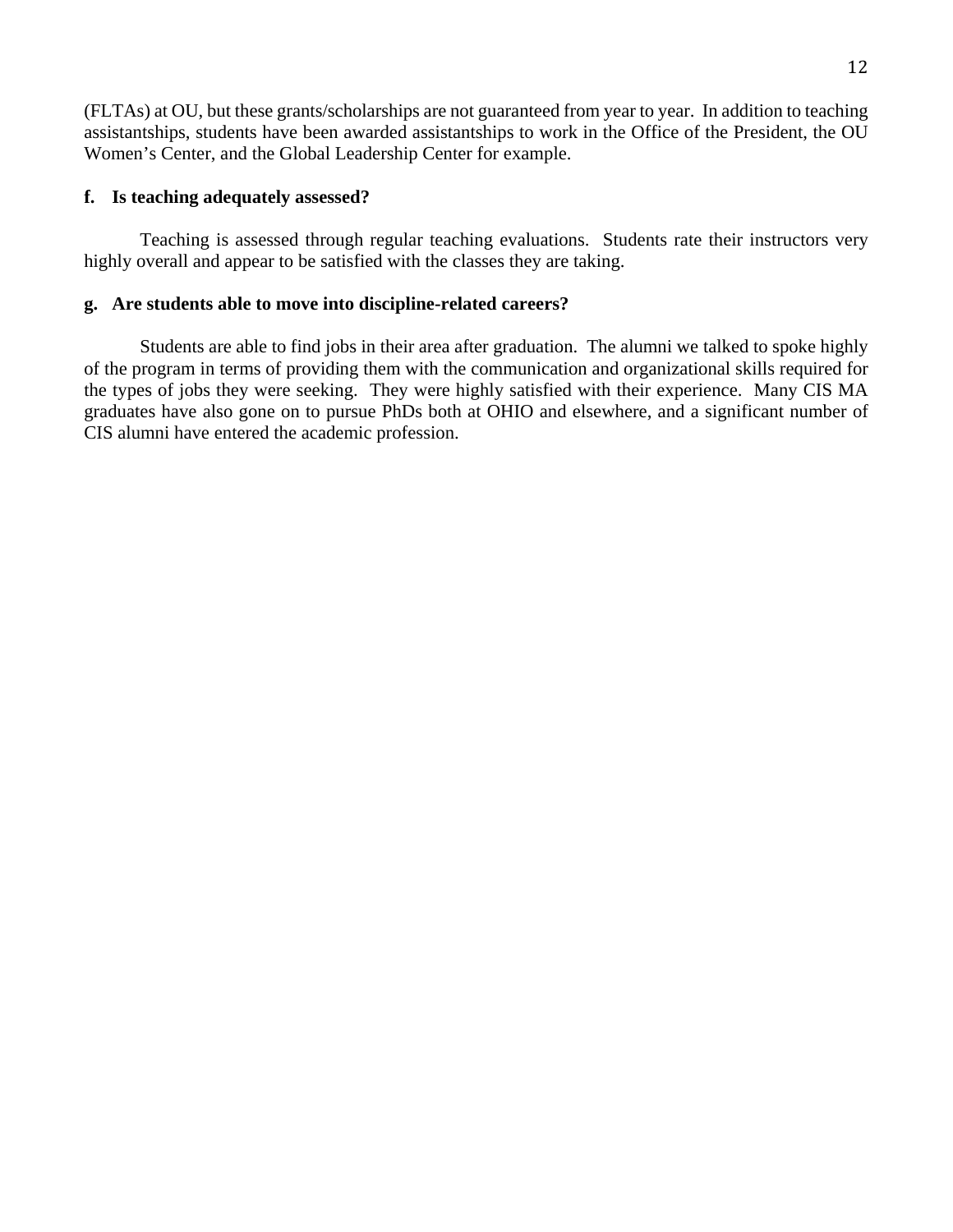(FLTAs) at OU, but these grants/scholarships are not guaranteed from year to year. In addition to teaching assistantships, students have been awarded assistantships to work in the Office of the President, the OU Women's Center, and the Global Leadership Center for example.

**f. Is teaching adequately assessed?**

Teaching is assessed through regular teaching evaluations. Students rate their instructors very highly overall and appear to be satisfied with the classes they are taking.

**g. Are students able to move into discipline-related careers?**

Students are able to find jobs in their area after graduation. The alumni we talked to spoke highly of the program in terms of providing them with the communication and organizational skills required for the types of jobs they were seeking. They were highly satisfied with their experience. Many CIS MA graduates have also gone on to pursue PhDs both at OHIO and elsewhere, and a significant number of CIS alumni have entered the academic profession.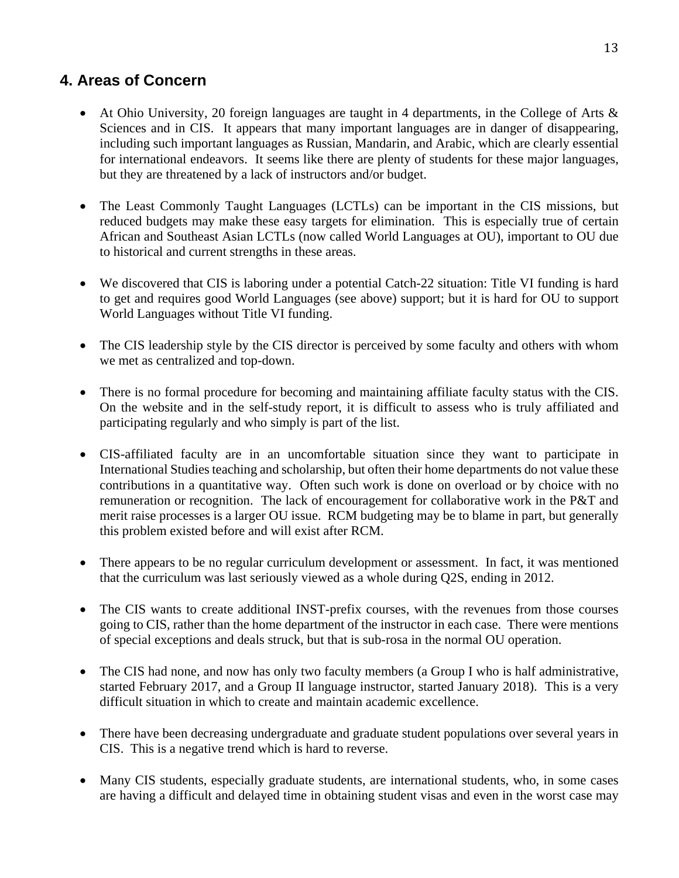## 4. Areas of Concern

- At Ohio University, 20 foreign languages are taught in 4 departments, in the College of Arts & Sciences and in CIS. It appears that many important languages are in danger of disappearing, including such important languages as Russian, Mandarin, and Arabic, which are clearly essential for international endeavors. It seems like there are plenty of students for these major languages, but they are threatened by a lack of instructors and/or budget.

- The Least Commonly Taught Languages (LCTLs) can be important in the CIS missions, but reduced budgets may make these easy targets for elimination. This is especially true of certain African and Southeast Asian LCTLs (now called World Languages at OU), important to OU due to historical and current strengths in these areas.

- We discovered that CIS is laboring under a potential Catch-22 situation: Title VI funding is hard to get and requires good World Languages (see above) support; but it is hard for OU to support World Languages without Title VI funding.

- The CIS leadership style by the CIS director is perceived by some faculty and others with whom we met as centralized and top-down.

- There is no formal procedure for becoming and maintaining affiliate faculty status with the CIS. On the website and in the self-study report, it is difficult to assess who is truly affiliated and participating regularly and who simply is part of the list.

- CIS-affiliated faculty are in an uncomfortable situation since they want to participate in International Studies teaching and scholarship, but often their home departments do not value these contributions in a quantitative way. Often such work is done on overload or by choice with no remuneration or recognition. The lack of encouragement for collaborative work in the P&T and merit raise processes is a larger OU issue. RCM budgeting may be to blame in part, but generally this problem existed before and will exist after RCM.

- There appears to be no regular curriculum development or assessment. In fact, it was mentioned that the curriculum was last seriously viewed as a whole during Q2S, ending in 2012.

- The CIS wants to create additional INST-prefix courses, with the revenues from those courses going to CIS, rather than the home department of the instructor in each case. There were mentions of special exceptions and deals struck, but that is sub-rosa in the normal OU operation.

- The CIS had none, and now has only two faculty members (a Group I who is half administrative, started February 2017, and a Group II language instructor, started January 2018). This is a very difficult situation in which to create and maintain academic excellence.

- There have been decreasing undergraduate and graduate student populations over several years in CIS. This is a negative trend which is hard to reverse.

- Many CIS students, especially graduate students, are international students, who, in some cases are having a difficult and delayed time in obtaining student visas and even in the worst case may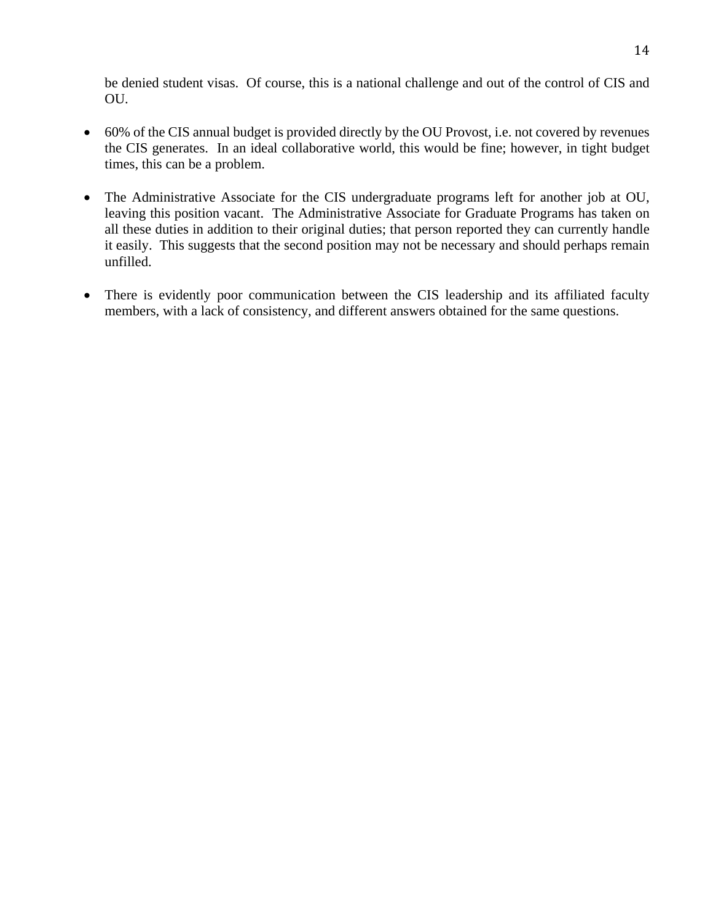be denied student visas. Of course, this is a national challenge and out of the control of CIS and OU.

- 60% of the CIS annual budget is provided directly by the OU Provost, i.e. not covered by revenues the CIS generates. In an ideal collaborative world, this would be fine; however, in tight budget times, this can be a problem.

- The Administrative Associate for the CIS undergraduate programs left for another job at OU, leaving this position vacant. The Administrative Associate for Graduate Programs has taken on all these duties in addition to their original duties; that person reported they can currently handle it easily. This suggests that the second position may not be necessary and should perhaps remain unfilled.

- There is evidently poor communication between the CIS leadership and its affiliated faculty members, with a lack of consistency, and different answers obtained for the same questions.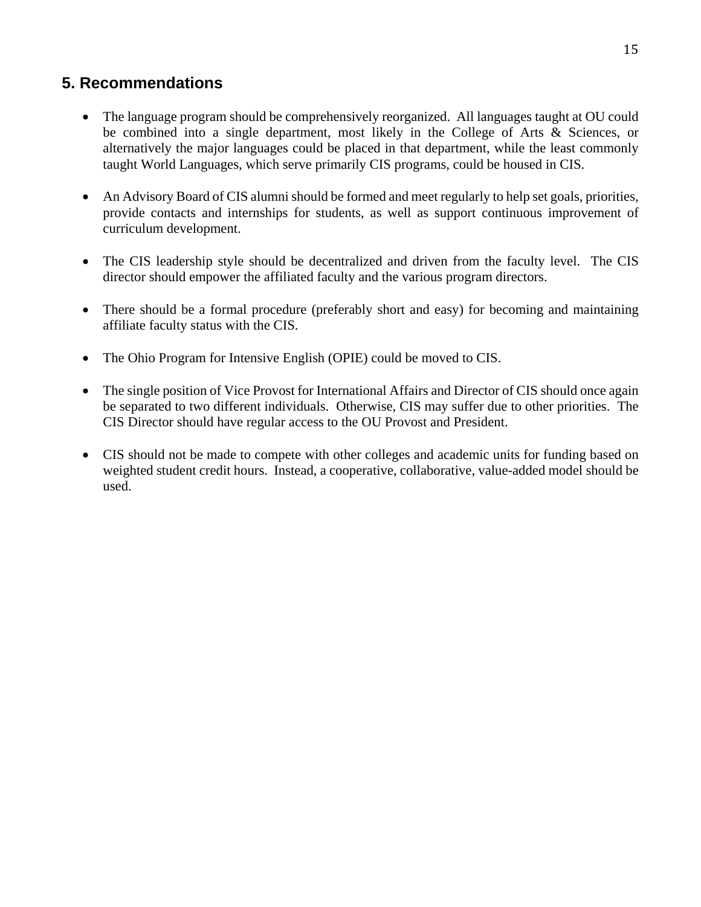## 5. Recommendations

- The language program should be comprehensively reorganized. All languages taught at OU could be combined into a single department, most likely in the College of Arts & Sciences, or alternatively the major languages could be placed in that department, while the least commonly taught World Languages, which serve primarily CIS programs, could be housed in CIS.

- An Advisory Board of CIS alumni should be formed and meet regularly to help set goals, priorities, provide contacts and internships for students, as well as support continuous improvement of curriculum development.

- The CIS leadership style should be decentralized and driven from the faculty level. The CIS director should empower the affiliated faculty and the various program directors.

- There should be a formal procedure (preferably short and easy) for becoming and maintaining affiliate faculty status with the CIS.

- The Ohio Program for Intensive English (OPIE) could be moved to CIS.

- The single position of Vice Provost for International Affairs and Director of CIS should once again be separated to two different individuals. Otherwise, CIS may suffer due to other priorities. The CIS Director should have regular access to the OU Provost and President.

- CIS should not be made to compete with other colleges and academic units for funding based on weighted student credit hours. Instead, a cooperative, collaborative, value-added model should be used.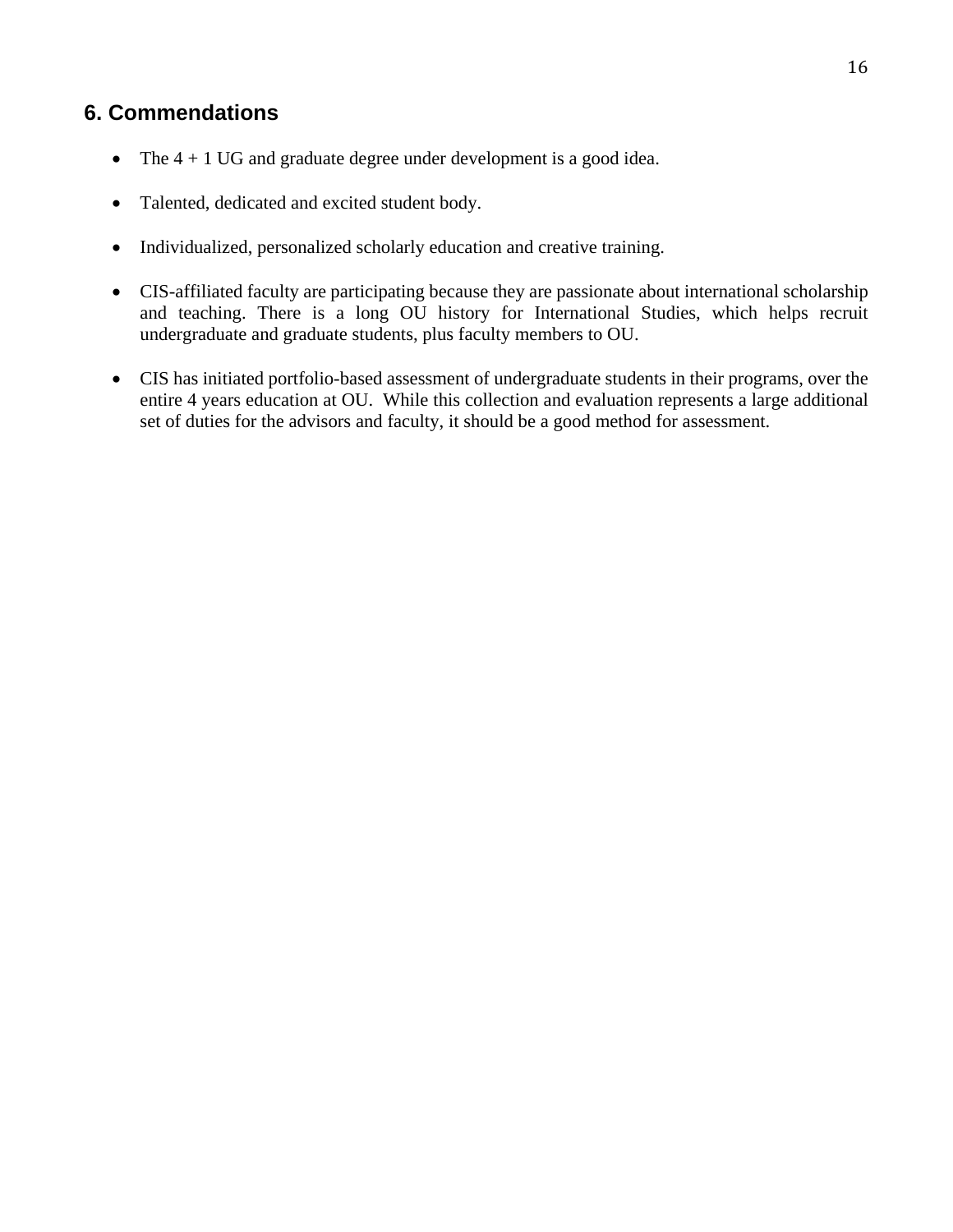## 6. Commendations

- The 4 + 1 UG and graduate degree under development is a good idea.

- Talented, dedicated and excited student body.

- Individualized, personalized scholarly education and creative training.

- CIS-affiliated faculty are participating because they are passionate about international scholarship and teaching. There is a long OU history for International Studies, which helps recruit undergraduate and graduate students, plus faculty members to OU.

- CIS has initiated portfolio-based assessment of undergraduate students in their programs, over the entire 4 years education at OU. While this collection and evaluation represents a large additional set of duties for the advisors and faculty, it should be a good method for assessment.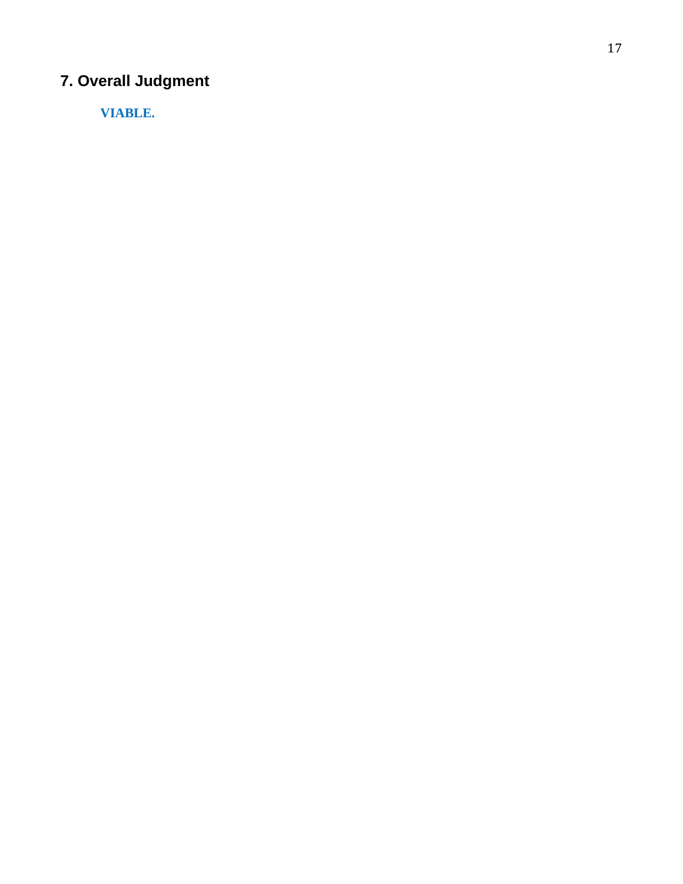## 7. Overall Judgment

**VIABLE.**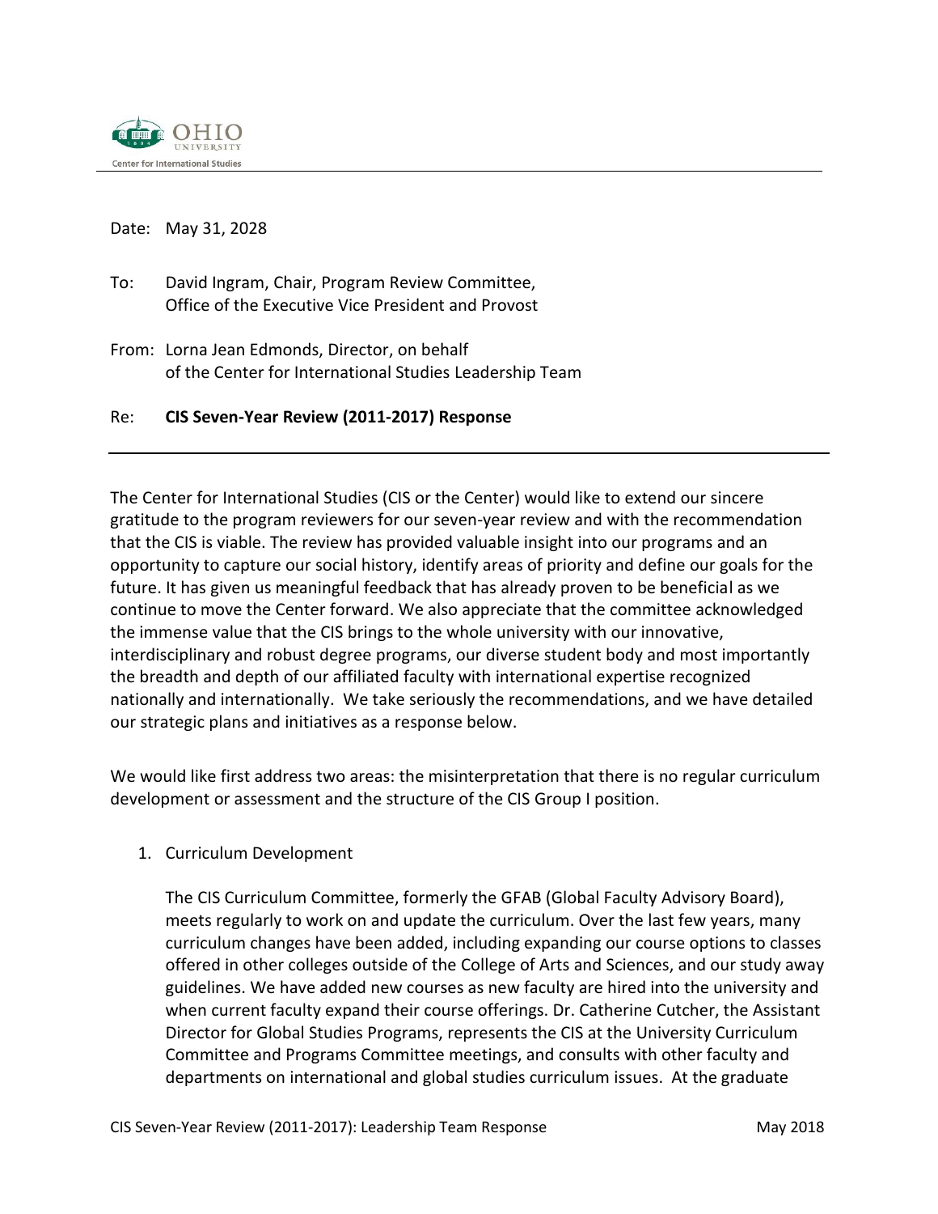Date: May 31, 2028

To: David Ingram, Chair, Program Review Committee,
Office of the Executive Vice President and Provost

From: Lorna Jean Edmonds, Director, on behalf
of the Center for International Studies Leadership Team

Re: **CIS Seven-Year Review (2011-2017) Response**

---

The Center for International Studies (CIS or the Center) would like to extend our sincere gratitude to the program reviewers for our seven-year review and with the recommendation that the CIS is viable. The review has provided valuable insight into our programs and an opportunity to capture our social history, identify areas of priority and define our goals for the future. It has given us meaningful feedback that has already proven to be beneficial as we continue to move the Center forward. We also appreciate that the committee acknowledged the immense value that the CIS brings to the whole university with our innovative, interdisciplinary and robust degree programs, our diverse student body and most importantly the breadth and depth of our affiliated faculty with international expertise recognized nationally and internationally. We take seriously the recommendations, and we have detailed our strategic plans and initiatives as a response below.

We would like first address two areas: the misinterpretation that there is no regular curriculum development or assessment and the structure of the CIS Group I position.

1. Curriculum Development

   The CIS Curriculum Committee, formerly the GFAB (Global Faculty Advisory Board), meets regularly to work on and update the curriculum. Over the last few years, many curriculum changes have been added, including expanding our course options to classes offered in other colleges outside of the College of Arts and Sciences, and our study away guidelines. We have added new courses as new faculty are hired into the university and when current faculty expand their course offerings. Dr. Catherine Cutcher, the Assistant Director for Global Studies Programs, represents the CIS at the University Curriculum Committee and Programs Committee meetings, and consults with other faculty and departments on international and global studies curriculum issues. At the graduate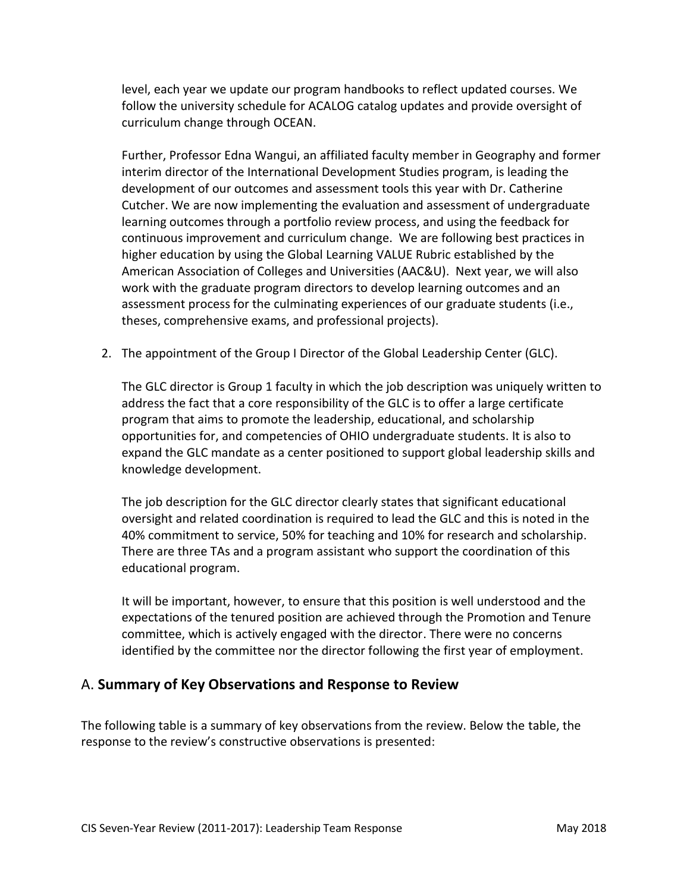level, each year we update our program handbooks to reflect updated courses. We follow the university schedule for ACALOG catalog updates and provide oversight of curriculum change through OCEAN.

Further, Professor Edna Wangui, an affiliated faculty member in Geography and former interim director of the International Development Studies program, is leading the development of our outcomes and assessment tools this year with Dr. Catherine Cutcher. We are now implementing the evaluation and assessment of undergraduate learning outcomes through a portfolio review process, and using the feedback for continuous improvement and curriculum change. We are following best practices in higher education by using the Global Learning VALUE Rubric established by the American Association of Colleges and Universities (AAC&U). Next year, we will also work with the graduate program directors to develop learning outcomes and an assessment process for the culminating experiences of our graduate students (i.e., theses, comprehensive exams, and professional projects).

2. The appointment of the Group I Director of the Global Leadership Center (GLC).

   The GLC director is Group 1 faculty in which the job description was uniquely written to address the fact that a core responsibility of the GLC is to offer a large certificate program that aims to promote the leadership, educational, and scholarship opportunities for, and competencies of OHIO undergraduate students. It is also to expand the GLC mandate as a center positioned to support global leadership skills and knowledge development.

   The job description for the GLC director clearly states that significant educational oversight and related coordination is required to lead the GLC and this is noted in the 40% commitment to service, 50% for teaching and 10% for research and scholarship. There are three TAs and a program assistant who support the coordination of this educational program.

   It will be important, however, to ensure that this position is well understood and the expectations of the tenured position are achieved through the Promotion and Tenure committee, which is actively engaged with the director. There were no concerns identified by the committee nor the director following the first year of employment.

## A. **Summary of Key Observations and Response to Review**

The following table is a summary of key observations from the review. Below the table, the response to the review's constructive observations is presented: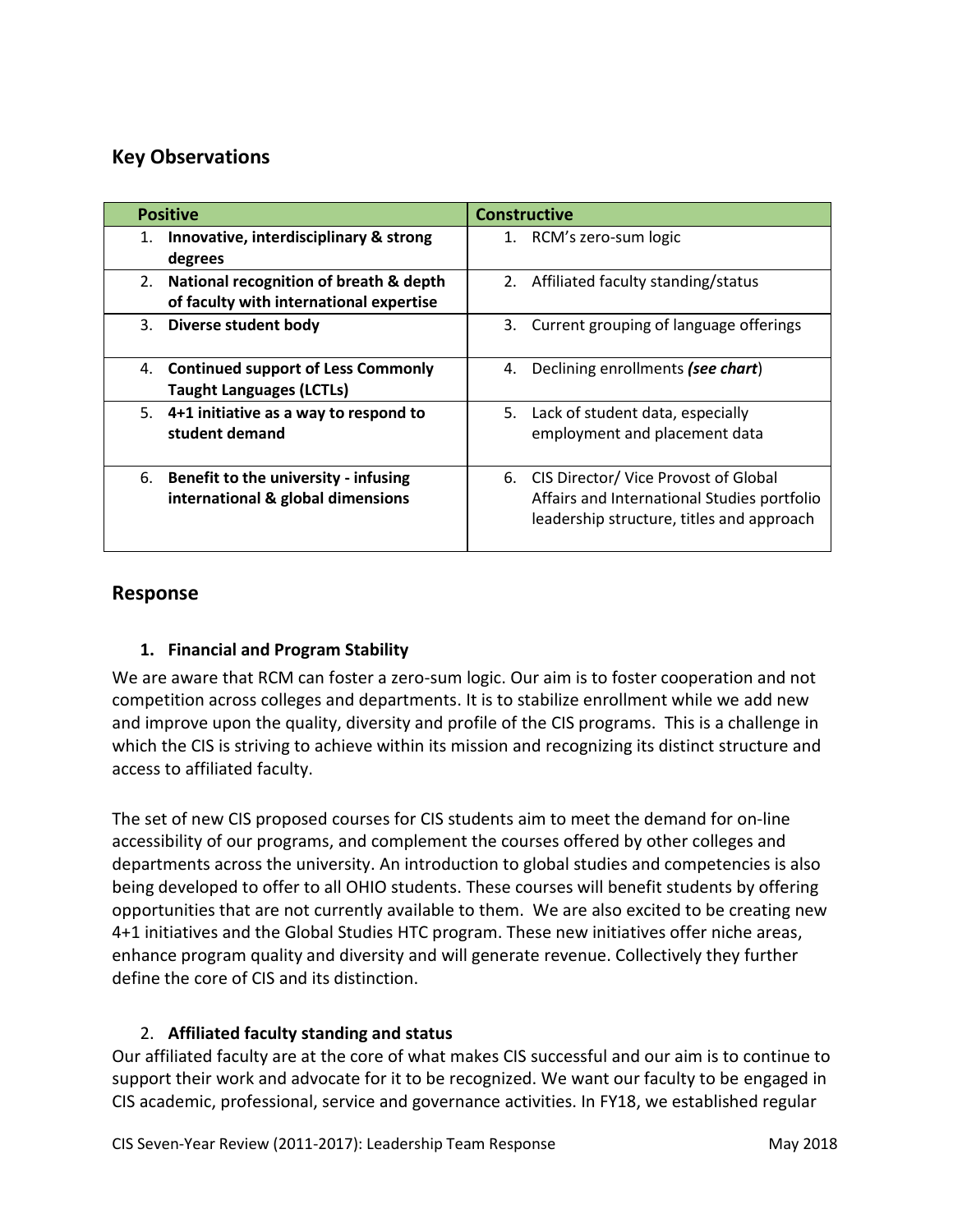## Key Observations

| Positive | Constructive |
| --- | --- |
| 1. **Innovative, interdisciplinary & strong degrees** | 1. RCM's zero-sum logic |
| 2. **National recognition of breath & depth of faculty with international expertise** | 2. Affiliated faculty standing/status |
| 3. **Diverse student body** | 3. Current grouping of language offerings |
| 4. **Continued support of Less Commonly Taught Languages (LCTLs)** | 4. Declining enrollments ***(see chart)*** |
| 5. **4+1 initiative as a way to respond to student demand** | 5. Lack of student data, especially employment and placement data |
| 6. **Benefit to the university - infusing international & global dimensions** | 6. CIS Director/ Vice Provost of Global Affairs and International Studies portfolio leadership structure, titles and approach |

## Response

### 1. Financial and Program Stability

We are aware that RCM can foster a zero-sum logic. Our aim is to foster cooperation and not competition across colleges and departments. It is to stabilize enrollment while we add new and improve upon the quality, diversity and profile of the CIS programs. This is a challenge in which the CIS is striving to achieve within its mission and recognizing its distinct structure and access to affiliated faculty.

The set of new CIS proposed courses for CIS students aim to meet the demand for on-line accessibility of our programs, and complement the courses offered by other colleges and departments across the university. An introduction to global studies and competencies is also being developed to offer to all OHIO students. These courses will benefit students by offering opportunities that are not currently available to them. We are also excited to be creating new 4+1 initiatives and the Global Studies HTC program. These new initiatives offer niche areas, enhance program quality and diversity and will generate revenue. Collectively they further define the core of CIS and its distinction.

### 2. Affiliated faculty standing and status

Our affiliated faculty are at the core of what makes CIS successful and our aim is to continue to support their work and advocate for it to be recognized. We want our faculty to be engaged in CIS academic, professional, service and governance activities. In FY18, we established regular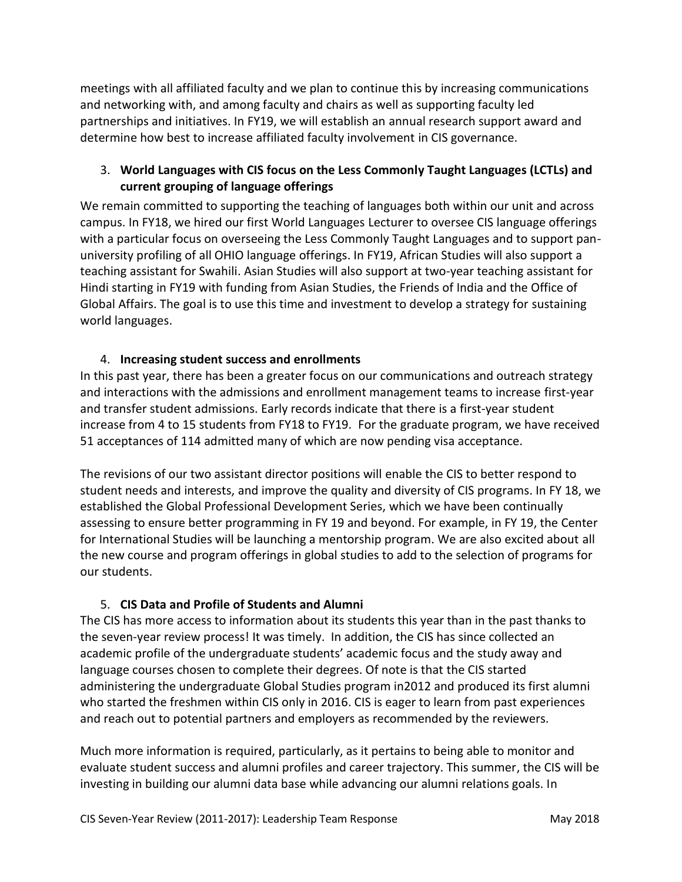meetings with all affiliated faculty and we plan to continue this by increasing communications and networking with, and among faculty and chairs as well as supporting faculty led partnerships and initiatives. In FY19, we will establish an annual research support award and determine how best to increase affiliated faculty involvement in CIS governance.

3. **World Languages with CIS focus on the Less Commonly Taught Languages (LCTLs) and current grouping of language offerings**

We remain committed to supporting the teaching of languages both within our unit and across campus. In FY18, we hired our first World Languages Lecturer to oversee CIS language offerings with a particular focus on overseeing the Less Commonly Taught Languages and to support pan-university profiling of all OHIO language offerings. In FY19, African Studies will also support a teaching assistant for Swahili. Asian Studies will also support at two-year teaching assistant for Hindi starting in FY19 with funding from Asian Studies, the Friends of India and the Office of Global Affairs. The goal is to use this time and investment to develop a strategy for sustaining world languages.

4. **Increasing student success and enrollments**

In this past year, there has been a greater focus on our communications and outreach strategy and interactions with the admissions and enrollment management teams to increase first-year and transfer student admissions. Early records indicate that there is a first-year student increase from 4 to 15 students from FY18 to FY19. For the graduate program, we have received 51 acceptances of 114 admitted many of which are now pending visa acceptance.

The revisions of our two assistant director positions will enable the CIS to better respond to student needs and interests, and improve the quality and diversity of CIS programs. In FY 18, we established the Global Professional Development Series, which we have been continually assessing to ensure better programming in FY 19 and beyond. For example, in FY 19, the Center for International Studies will be launching a mentorship program. We are also excited about all the new course and program offerings in global studies to add to the selection of programs for our students.

5. **CIS Data and Profile of Students and Alumni**

The CIS has more access to information about its students this year than in the past thanks to the seven-year review process! It was timely. In addition, the CIS has since collected an academic profile of the undergraduate students' academic focus and the study away and language courses chosen to complete their degrees. Of note is that the CIS started administering the undergraduate Global Studies program in2012 and produced its first alumni who started the freshmen within CIS only in 2016. CIS is eager to learn from past experiences and reach out to potential partners and employers as recommended by the reviewers.

Much more information is required, particularly, as it pertains to being able to monitor and evaluate student success and alumni profiles and career trajectory. This summer, the CIS will be investing in building our alumni data base while advancing our alumni relations goals. In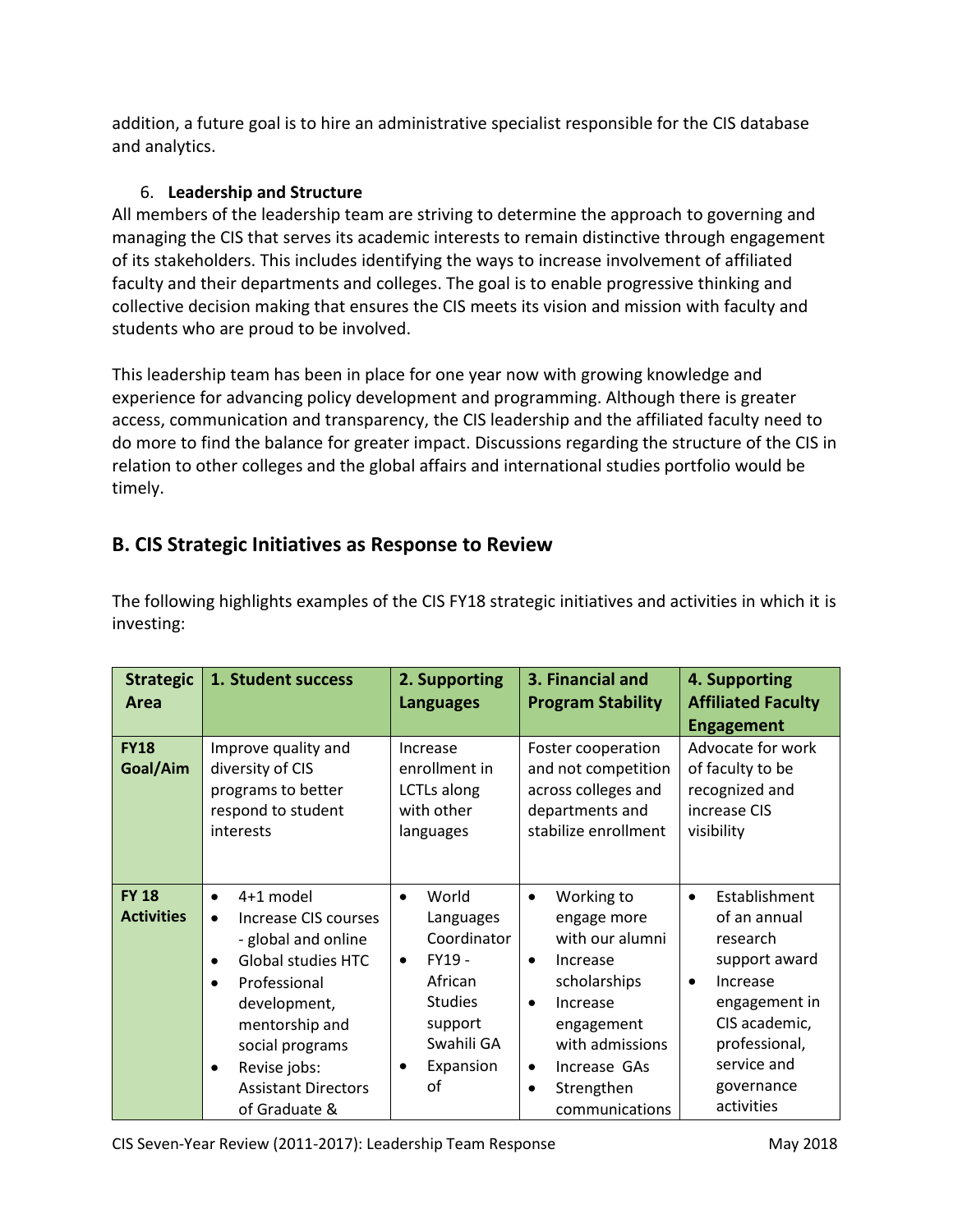addition, a future goal is to hire an administrative specialist responsible for the CIS database and analytics.

6. **Leadership and Structure**

All members of the leadership team are striving to determine the approach to governing and managing the CIS that serves its academic interests to remain distinctive through engagement of its stakeholders. This includes identifying the ways to increase involvement of affiliated faculty and their departments and colleges. The goal is to enable progressive thinking and collective decision making that ensures the CIS meets its vision and mission with faculty and students who are proud to be involved.

This leadership team has been in place for one year now with growing knowledge and experience for advancing policy development and programming. Although there is greater access, communication and transparency, the CIS leadership and the affiliated faculty need to do more to find the balance for greater impact. Discussions regarding the structure of the CIS in relation to other colleges and the global affairs and international studies portfolio would be timely.

## B. CIS Strategic Initiatives as Response to Review

The following highlights examples of the CIS FY18 strategic initiatives and activities in which it is investing:

| Strategic Area | 1. Student success | 2. Supporting Languages | 3. Financial and Program Stability | 4. Supporting Affiliated Faculty Engagement |
|---|---|---|---|---|
| **FY18 Goal/Aim** | Improve quality and diversity of CIS programs to better respond to student interests | Increase enrollment in LCTLs along with other languages | Foster cooperation and not competition across colleges and departments and stabilize enrollment | Advocate for work of faculty to be recognized and increase CIS visibility |
| **FY 18 Activities** | • 4+1 model<br>• Increase CIS courses - global and online<br>• Global studies HTC<br>• Professional development, mentorship and social programs<br>• Revise jobs: Assistant Directors of Graduate & | • World Languages Coordinator<br>• FY19 - African Studies support Swahili GA<br>• Expansion of | • Working to engage more with our alumni<br>• Increase scholarships<br>• Increase engagement with admissions<br>• Increase GAs<br>• Strengthen communications | • Establishment of an annual research support award<br>• Increase engagement in CIS academic, professional, service and governance activities |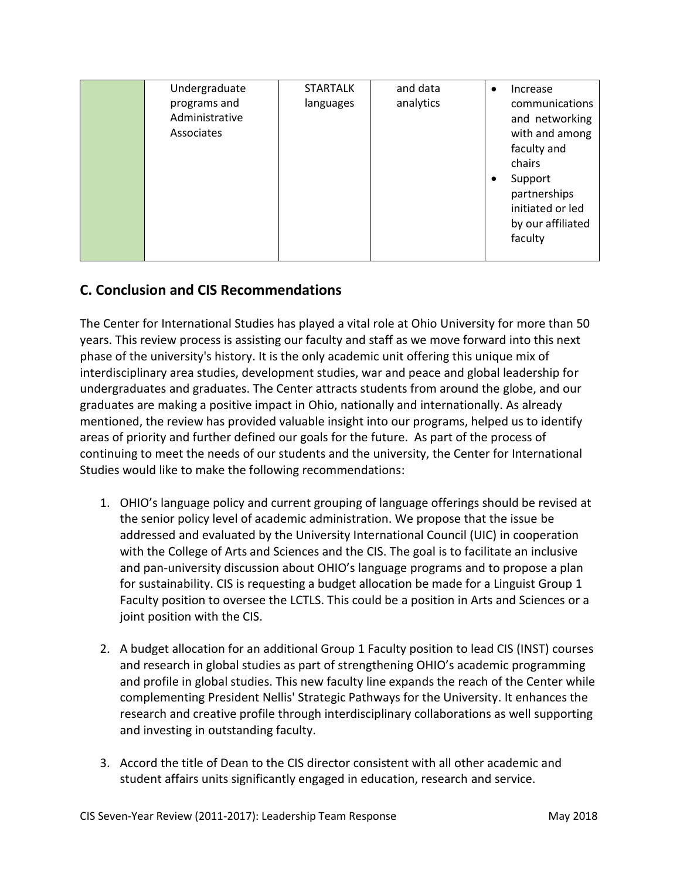| | Undergraduate programs and Administrative Associates | STARTALK languages | and data analytics | • Increase communications and networking with and among faculty and chairs<br>• Support partnerships initiated or led by our affiliated faculty |
|---|---|---|---|---|

## C. Conclusion and CIS Recommendations

The Center for International Studies has played a vital role at Ohio University for more than 50 years. This review process is assisting our faculty and staff as we move forward into this next phase of the university's history. It is the only academic unit offering this unique mix of interdisciplinary area studies, development studies, war and peace and global leadership for undergraduates and graduates. The Center attracts students from around the globe, and our graduates are making a positive impact in Ohio, nationally and internationally. As already mentioned, the review has provided valuable insight into our programs, helped us to identify areas of priority and further defined our goals for the future. As part of the process of continuing to meet the needs of our students and the university, the Center for International Studies would like to make the following recommendations:

1. OHIO's language policy and current grouping of language offerings should be revised at the senior policy level of academic administration. We propose that the issue be addressed and evaluated by the University International Council (UIC) in cooperation with the College of Arts and Sciences and the CIS. The goal is to facilitate an inclusive and pan-university discussion about OHIO's language programs and to propose a plan for sustainability. CIS is requesting a budget allocation be made for a Linguist Group 1 Faculty position to oversee the LCTLS. This could be a position in Arts and Sciences or a joint position with the CIS.

2. A budget allocation for an additional Group 1 Faculty position to lead CIS (INST) courses and research in global studies as part of strengthening OHIO's academic programming and profile in global studies. This new faculty line expands the reach of the Center while complementing President Nellis' Strategic Pathways for the University. It enhances the research and creative profile through interdisciplinary collaborations as well supporting and investing in outstanding faculty.

3. Accord the title of Dean to the CIS director consistent with all other academic and student affairs units significantly engaged in education, research and service.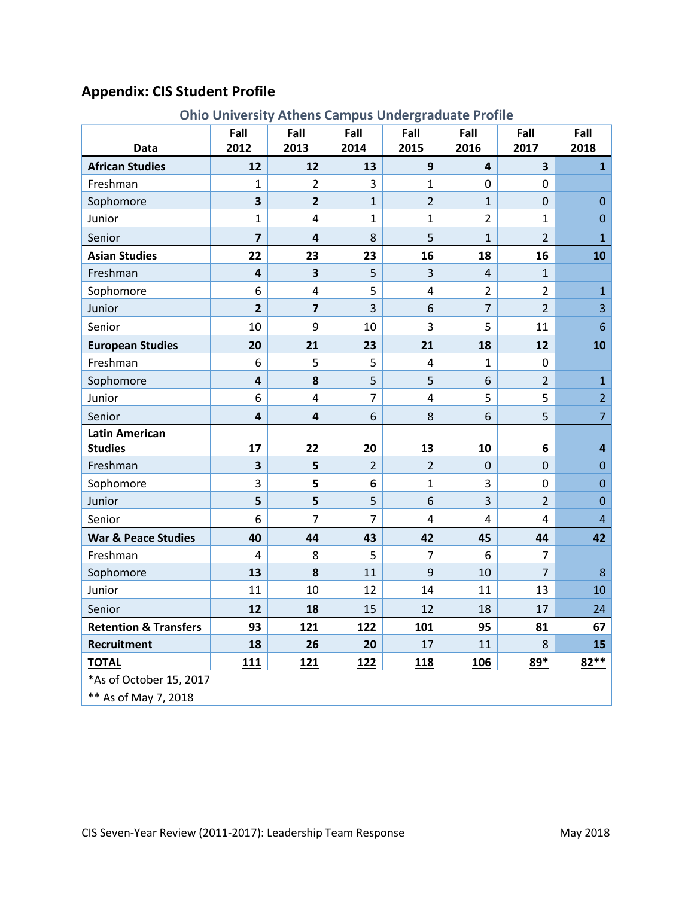## Appendix: CIS Student Profile

### Ohio University Athens Campus Undergraduate Profile

| Data | Fall 2012 | Fall 2013 | Fall 2014 | Fall 2015 | Fall 2016 | Fall 2017 | Fall 2018 |
|---|---|---|---|---|---|---|---|
| **African Studies** | **12** | **12** | **13** | **9** | **4** | **3** | **1** |
| Freshman | 1 | 2 | 3 | 1 | 0 | 0 | |
| Sophomore | **3** | **2** | 1 | 2 | 1 | 0 | 0 |
| Junior | 1 | 4 | 1 | 1 | 2 | 1 | 0 |
| Senior | **7** | **4** | 8 | 5 | 1 | 2 | 1 |
| **Asian Studies** | **22** | **23** | **23** | **16** | **18** | **16** | **10** |
| Freshman | **4** | **3** | 5 | 3 | 4 | 1 | |
| Sophomore | 6 | 4 | 5 | 4 | 2 | 2 | 1 |
| Junior | **2** | **7** | 3 | 6 | 7 | 2 | 3 |
| Senior | 10 | 9 | 10 | 3 | 5 | 11 | 6 |
| **European Studies** | **20** | **21** | **23** | **21** | **18** | **12** | **10** |
| Freshman | 6 | 5 | 5 | 4 | 1 | 0 | |
| Sophomore | **4** | **8** | 5 | 5 | 6 | 2 | 1 |
| Junior | 6 | 4 | 7 | 4 | 5 | 5 | 2 |
| Senior | **4** | **4** | 6 | 8 | 6 | 5 | 7 |
| **Latin American Studies** | **17** | **22** | **20** | **13** | **10** | **6** | **4** |
| Freshman | **3** | **5** | 2 | 2 | 0 | 0 | 0 |
| Sophomore | 3 | **5** | **6** | 1 | 3 | 0 | 0 |
| Junior | **5** | **5** | 5 | 6 | 3 | 2 | 0 |
| Senior | 6 | 7 | 7 | 4 | 4 | 4 | 4 |
| **War & Peace Studies** | **40** | **44** | **43** | **42** | **45** | **44** | **42** |
| Freshman | 4 | 8 | 5 | 7 | 6 | 7 | |
| Sophomore | **13** | **8** | 11 | 9 | 10 | 7 | 8 |
| Junior | 11 | 10 | 12 | 14 | 11 | 13 | 10 |
| Senior | **12** | **18** | 15 | 12 | 18 | 17 | 24 |
| **Retention & Transfers** | **93** | **121** | **122** | **101** | **95** | **81** | **67** |
| **Recruitment** | **18** | **26** | **20** | **17** | **11** | **8** | **15** |
| **TOTAL** | **111** | **121** | **122** | **118** | **106** | **89*** | **82**** |
| *As of October 15, 2017 | | | | | | | |
| ** As of May 7, 2018 | | | | | | | |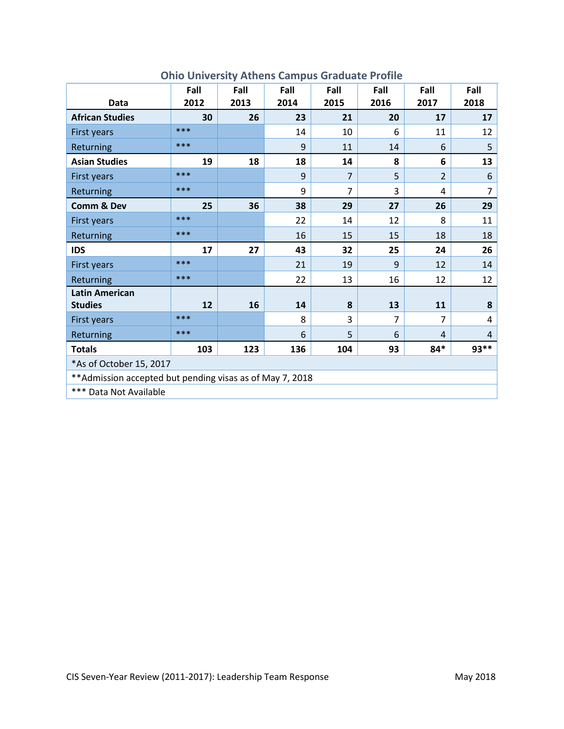## Ohio University Athens Campus Graduate Profile

| Data | Fall 2012 | Fall 2013 | Fall 2014 | Fall 2015 | Fall 2016 | Fall 2017 | Fall 2018 |
|---|---|---|---|---|---|---|---|
| **African Studies** | **30** | **26** | **23** | **21** | **20** | **17** | **17** |
| First years | *** | | 14 | 10 | 6 | 11 | 12 |
| Returning | *** | | 9 | 11 | 14 | 6 | 5 |
| **Asian Studies** | **19** | **18** | **18** | **14** | **8** | **6** | **13** |
| First years | *** | | 9 | 7 | 5 | 2 | 6 |
| Returning | *** | | 9 | 7 | 3 | 4 | 7 |
| **Comm & Dev** | **25** | **36** | **38** | **29** | **27** | **26** | **29** |
| First years | *** | | 22 | 14 | 12 | 8 | 11 |
| Returning | *** | | 16 | 15 | 15 | 18 | 18 |
| **IDS** | **17** | **27** | **43** | **32** | **25** | **24** | **26** |
| First years | *** | | 21 | 19 | 9 | 12 | 14 |
| Returning | *** | | 22 | 13 | 16 | 12 | 12 |
| **Latin American Studies** | **12** | **16** | **14** | **8** | **13** | **11** | **8** |
| First years | *** | | 8 | 3 | 7 | 7 | 4 |
| Returning | *** | | 6 | 5 | 6 | 4 | 4 |
| **Totals** | **103** | **123** | **136** | **104** | **93** | **84*** | **93**** |

*As of October 15, 2017

**Admission accepted but pending visas as of May 7, 2018

*** Data Not Available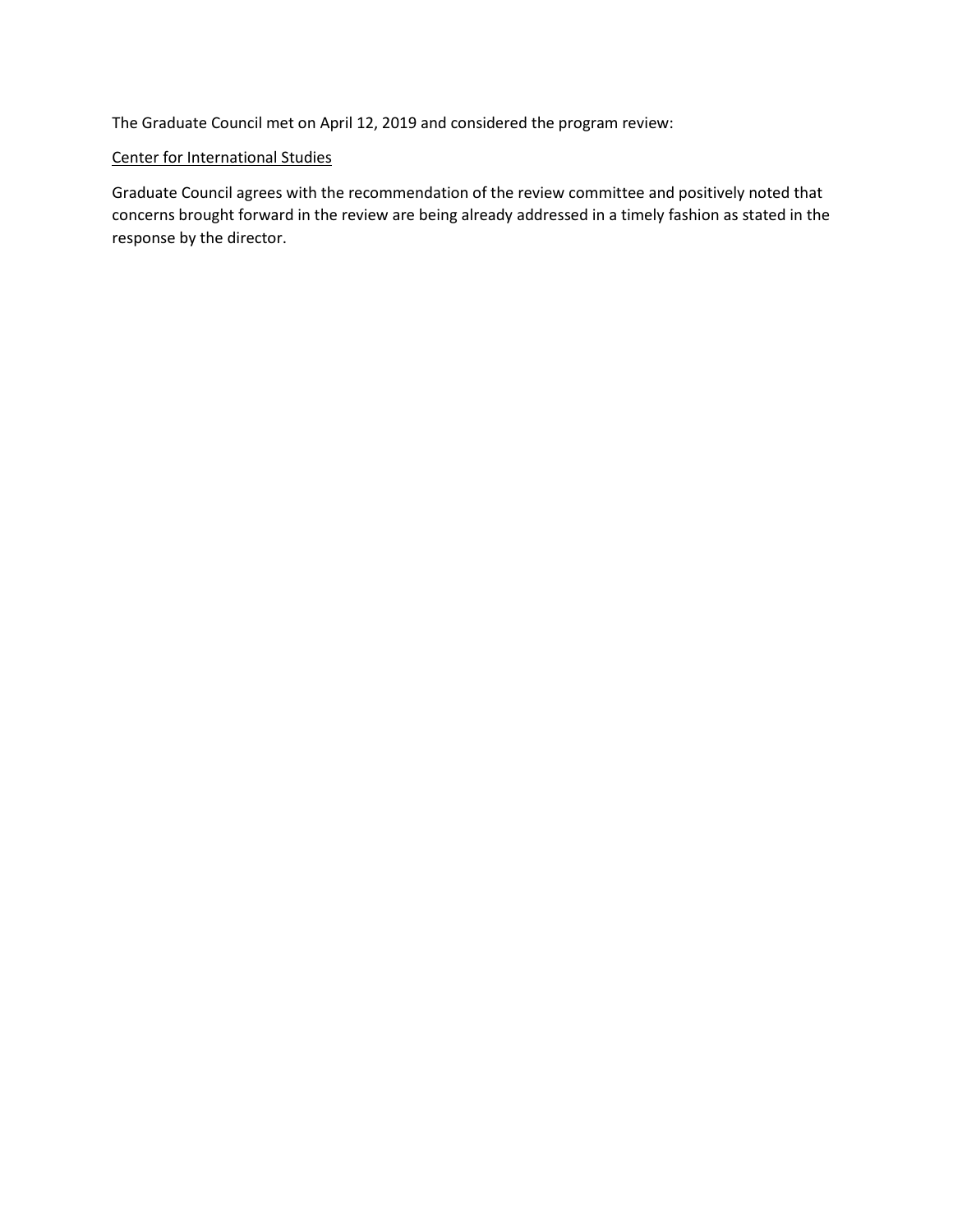The Graduate Council met on April 12, 2019 and considered the program review:

<u>Center for International Studies</u>

Graduate Council agrees with the recommendation of the review committee and positively noted that concerns brought forward in the review are being already addressed in a timely fashion as stated in the response by the director.